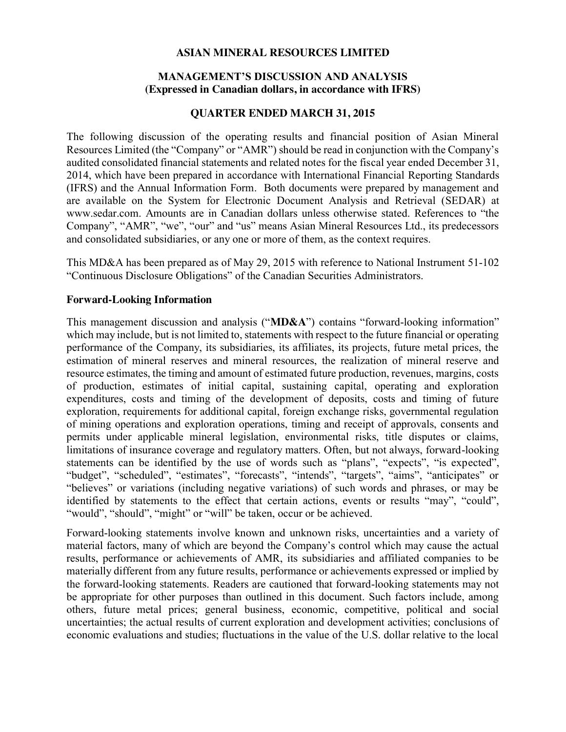# ASIAN MINERAL RESOURCES LIMITED

## MANAGEMENT'S DISCUSSION AND ANALYSIS
## (Expressed in Canadian dollars, in accordance with IFRS)

## QUARTER ENDED MARCH 31, 2015

The following discussion of the operating results and financial position of Asian Mineral Resources Limited (the "Company" or "AMR") should be read in conjunction with the Company's audited consolidated financial statements and related notes for the fiscal year ended December 31, 2014, which have been prepared in accordance with International Financial Reporting Standards (IFRS) and the Annual Information Form. Both documents were prepared by management and are available on the System for Electronic Document Analysis and Retrieval (SEDAR) at www.sedar.com. Amounts are in Canadian dollars unless otherwise stated. References to "the Company", "AMR", "we", "our" and "us" means Asian Mineral Resources Ltd., its predecessors and consolidated subsidiaries, or any one or more of them, as the context requires.

This MD&A has been prepared as of May 29, 2015 with reference to National Instrument 51-102 "Continuous Disclosure Obligations" of the Canadian Securities Administrators.

### Forward-Looking Information

This management discussion and analysis ("**MD&A**") contains "forward-looking information" which may include, but is not limited to, statements with respect to the future financial or operating performance of the Company, its subsidiaries, its affiliates, its projects, future metal prices, the estimation of mineral reserves and mineral resources, the realization of mineral reserve and resource estimates, the timing and amount of estimated future production, revenues, margins, costs of production, estimates of initial capital, sustaining capital, operating and exploration expenditures, costs and timing of the development of deposits, costs and timing of future exploration, requirements for additional capital, foreign exchange risks, governmental regulation of mining operations and exploration operations, timing and receipt of approvals, consents and permits under applicable mineral legislation, environmental risks, title disputes or claims, limitations of insurance coverage and regulatory matters. Often, but not always, forward-looking statements can be identified by the use of words such as "plans", "expects", "is expected", "budget", "scheduled", "estimates", "forecasts", "intends", "targets", "aims", "anticipates" or "believes" or variations (including negative variations) of such words and phrases, or may be identified by statements to the effect that certain actions, events or results "may", "could", "would", "should", "might" or "will" be taken, occur or be achieved.

Forward-looking statements involve known and unknown risks, uncertainties and a variety of material factors, many of which are beyond the Company's control which may cause the actual results, performance or achievements of AMR, its subsidiaries and affiliated companies to be materially different from any future results, performance or achievements expressed or implied by the forward-looking statements. Readers are cautioned that forward-looking statements may not be appropriate for other purposes than outlined in this document. Such factors include, among others, future metal prices; general business, economic, competitive, political and social uncertainties; the actual results of current exploration and development activities; conclusions of economic evaluations and studies; fluctuations in the value of the U.S. dollar relative to the local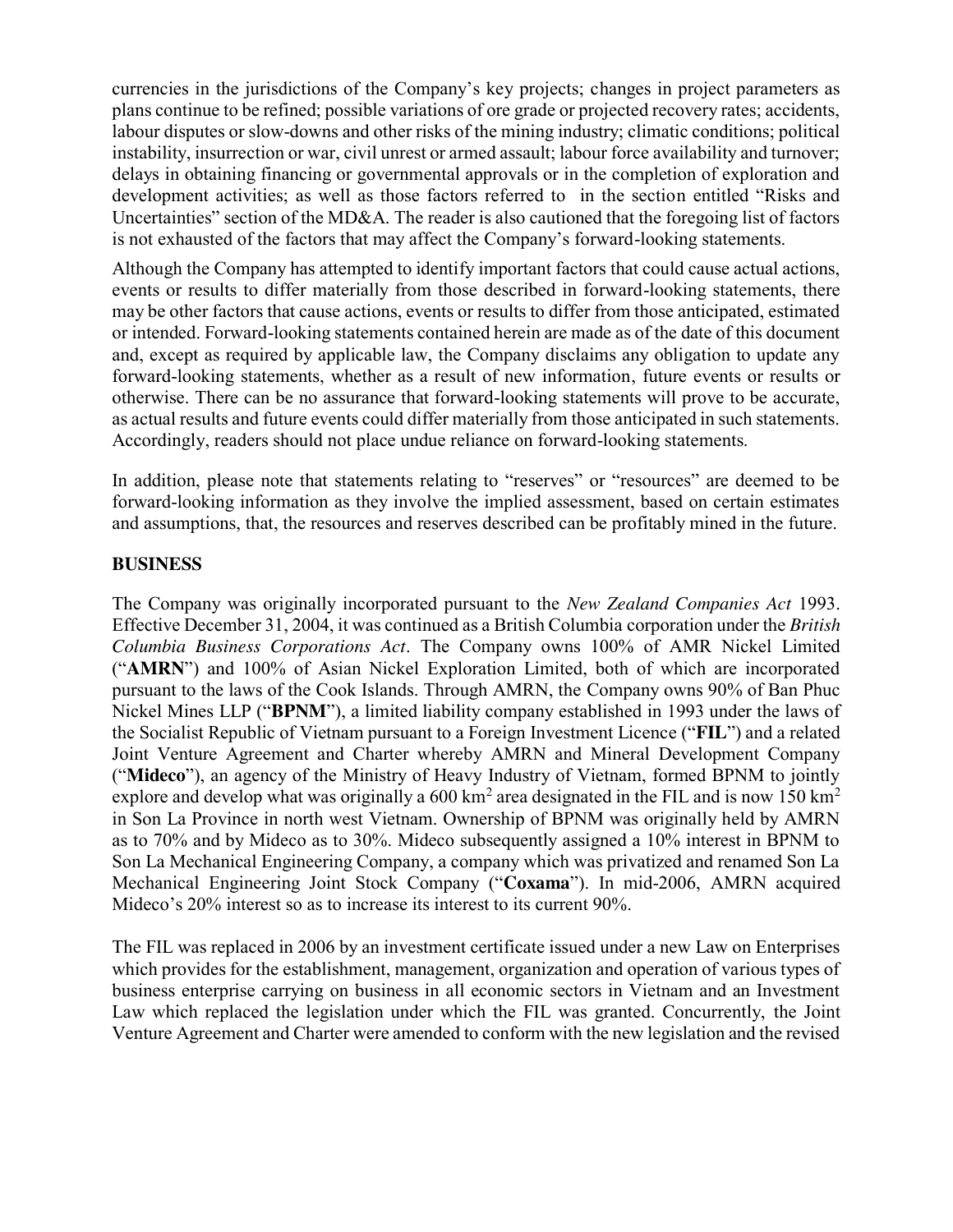currencies in the jurisdictions of the Company's key projects; changes in project parameters as plans continue to be refined; possible variations of ore grade or projected recovery rates; accidents, labour disputes or slow-downs and other risks of the mining industry; climatic conditions; political instability, insurrection or war, civil unrest or armed assault; labour force availability and turnover; delays in obtaining financing or governmental approvals or in the completion of exploration and development activities; as well as those factors referred to in the section entitled "Risks and Uncertainties" section of the MD&A. The reader is also cautioned that the foregoing list of factors is not exhausted of the factors that may affect the Company's forward-looking statements.

Although the Company has attempted to identify important factors that could cause actual actions, events or results to differ materially from those described in forward-looking statements, there may be other factors that cause actions, events or results to differ from those anticipated, estimated or intended. Forward-looking statements contained herein are made as of the date of this document and, except as required by applicable law, the Company disclaims any obligation to update any forward-looking statements, whether as a result of new information, future events or results or otherwise. There can be no assurance that forward-looking statements will prove to be accurate, as actual results and future events could differ materially from those anticipated in such statements. Accordingly, readers should not place undue reliance on forward-looking statements.

In addition, please note that statements relating to "reserves" or "resources" are deemed to be forward-looking information as they involve the implied assessment, based on certain estimates and assumptions, that, the resources and reserves described can be profitably mined in the future.

## BUSINESS

The Company was originally incorporated pursuant to the *New Zealand Companies Act* 1993. Effective December 31, 2004, it was continued as a British Columbia corporation under the *British Columbia Business Corporations Act*. The Company owns 100% of AMR Nickel Limited ("**AMRN**") and 100% of Asian Nickel Exploration Limited, both of which are incorporated pursuant to the laws of the Cook Islands. Through AMRN, the Company owns 90% of Ban Phuc Nickel Mines LLP ("**BPNM**"), a limited liability company established in 1993 under the laws of the Socialist Republic of Vietnam pursuant to a Foreign Investment Licence ("**FIL**") and a related Joint Venture Agreement and Charter whereby AMRN and Mineral Development Company ("**Mideco**"), an agency of the Ministry of Heavy Industry of Vietnam, formed BPNM to jointly explore and develop what was originally a 600 $km^2$ area designated in the FIL and is now 150 $km^2$ in Son La Province in north west Vietnam. Ownership of BPNM was originally held by AMRN as to 70% and by Mideco as to 30%. Mideco subsequently assigned a 10% interest in BPNM to Son La Mechanical Engineering Company, a company which was privatized and renamed Son La Mechanical Engineering Joint Stock Company ("**Coxama**"). In mid-2006, AMRN acquired Mideco's 20% interest so as to increase its interest to its current 90%.

The FIL was replaced in 2006 by an investment certificate issued under a new Law on Enterprises which provides for the establishment, management, organization and operation of various types of business enterprise carrying on business in all economic sectors in Vietnam and an Investment Law which replaced the legislation under which the FIL was granted. Concurrently, the Joint Venture Agreement and Charter were amended to conform with the new legislation and the revised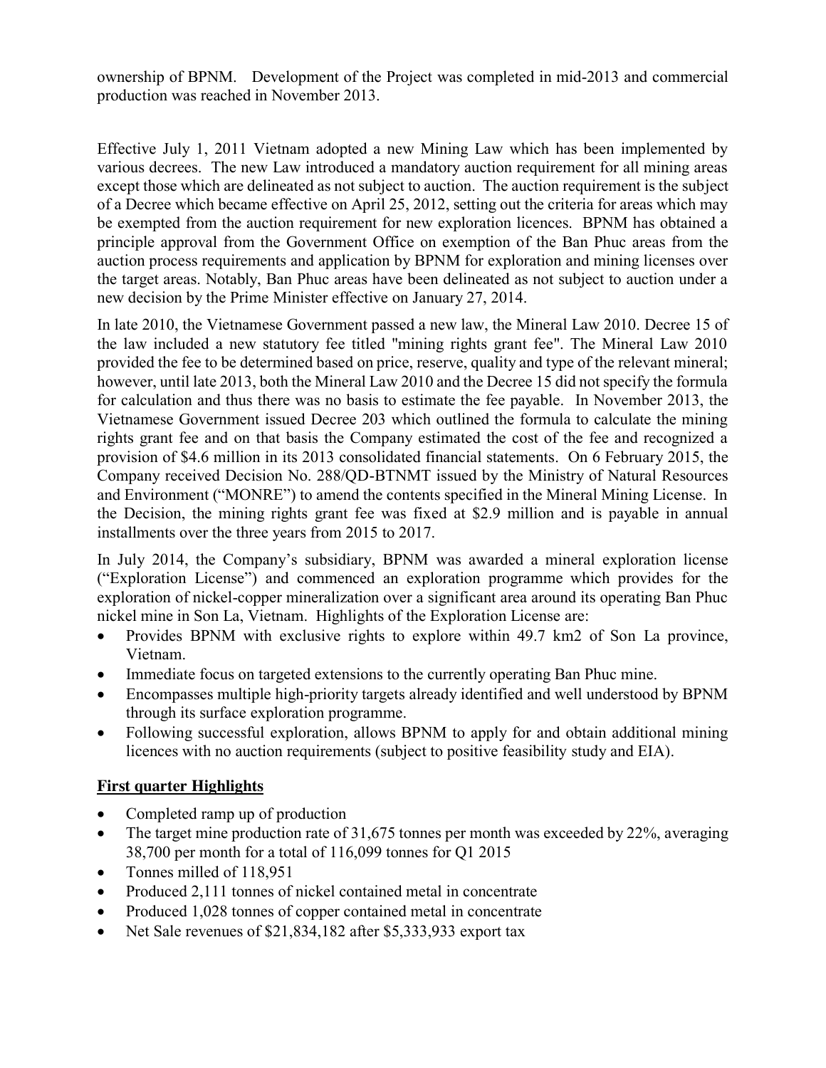ownership of BPNM. Development of the Project was completed in mid-2013 and commercial production was reached in November 2013.

Effective July 1, 2011 Vietnam adopted a new Mining Law which has been implemented by various decrees. The new Law introduced a mandatory auction requirement for all mining areas except those which are delineated as not subject to auction. The auction requirement is the subject of a Decree which became effective on April 25, 2012, setting out the criteria for areas which may be exempted from the auction requirement for new exploration licences. BPNM has obtained a principle approval from the Government Office on exemption of the Ban Phuc areas from the auction process requirements and application by BPNM for exploration and mining licenses over the target areas. Notably, Ban Phuc areas have been delineated as not subject to auction under a new decision by the Prime Minister effective on January 27, 2014.

In late 2010, the Vietnamese Government passed a new law, the Mineral Law 2010. Decree 15 of the law included a new statutory fee titled "mining rights grant fee". The Mineral Law 2010 provided the fee to be determined based on price, reserve, quality and type of the relevant mineral; however, until late 2013, both the Mineral Law 2010 and the Decree 15 did not specify the formula for calculation and thus there was no basis to estimate the fee payable. In November 2013, the Vietnamese Government issued Decree 203 which outlined the formula to calculate the mining rights grant fee and on that basis the Company estimated the cost of the fee and recognized a provision of $4.6 million in its 2013 consolidated financial statements. On 6 February 2015, the Company received Decision No. 288/QD-BTNMT issued by the Ministry of Natural Resources and Environment ("MONRE") to amend the contents specified in the Mineral Mining License. In the Decision, the mining rights grant fee was fixed at $2.9 million and is payable in annual installments over the three years from 2015 to 2017.

In July 2014, the Company's subsidiary, BPNM was awarded a mineral exploration license ("Exploration License") and commenced an exploration programme which provides for the exploration of nickel-copper mineralization over a significant area around its operating Ban Phuc nickel mine in Son La, Vietnam. Highlights of the Exploration License are:

- Provides BPNM with exclusive rights to explore within 49.7 km2 of Son La province, Vietnam.
- Immediate focus on targeted extensions to the currently operating Ban Phuc mine.
- Encompasses multiple high-priority targets already identified and well understood by BPNM through its surface exploration programme.
- Following successful exploration, allows BPNM to apply for and obtain additional mining licences with no auction requirements (subject to positive feasibility study and EIA).

## First quarter Highlights

- Completed ramp up of production
- The target mine production rate of 31,675 tonnes per month was exceeded by 22%, averaging 38,700 per month for a total of 116,099 tonnes for Q1 2015
- Tonnes milled of 118,951
- Produced 2,111 tonnes of nickel contained metal in concentrate
- Produced 1,028 tonnes of copper contained metal in concentrate
- Net Sale revenues of $21,834,182 after $5,333,933 export tax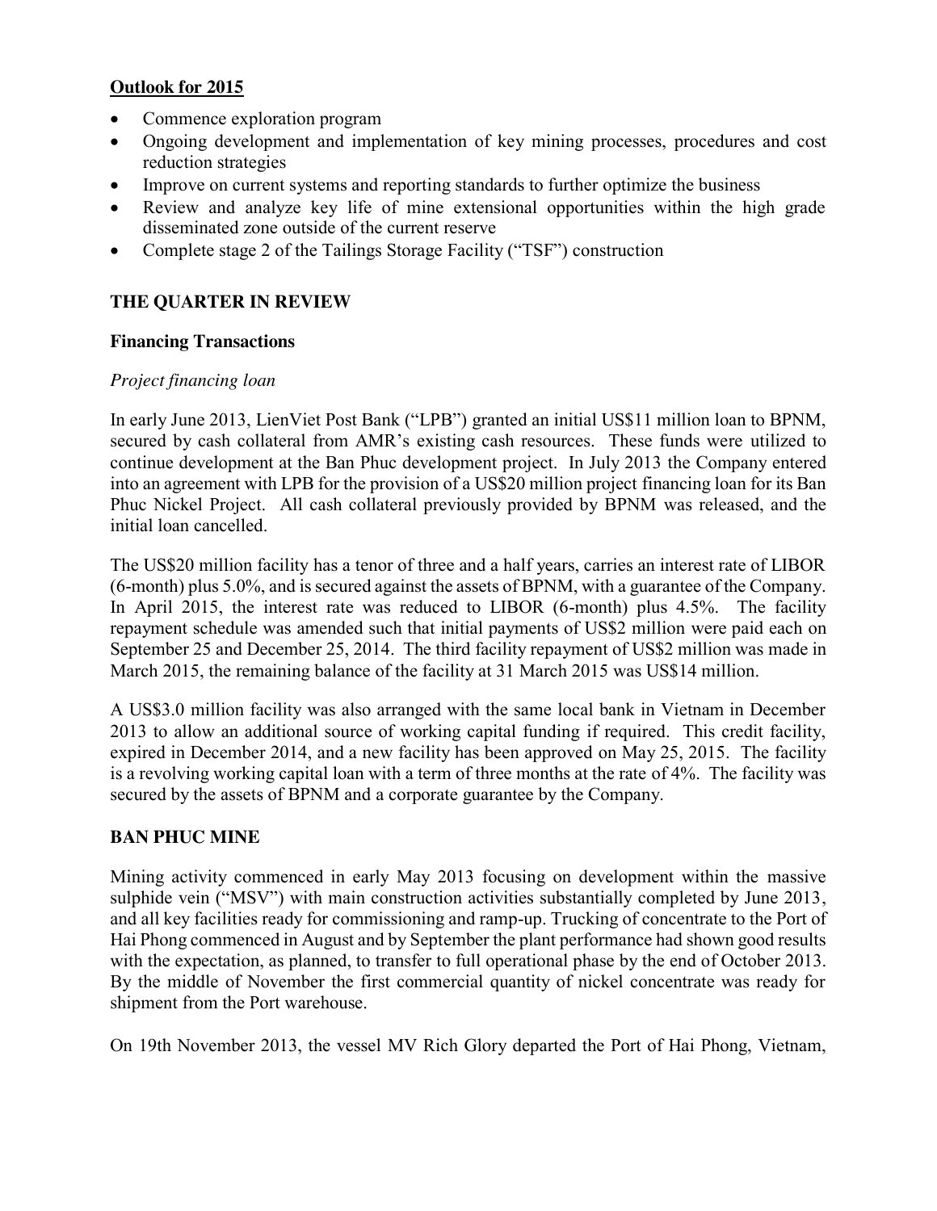**Outlook for 2015**

- Commence exploration program
- Ongoing development and implementation of key mining processes, procedures and cost reduction strategies
- Improve on current systems and reporting standards to further optimize the business
- Review and analyze key life of mine extensional opportunities within the high grade disseminated zone outside of the current reserve
- Complete stage 2 of the Tailings Storage Facility ("TSF") construction

## THE QUARTER IN REVIEW

### Financing Transactions

*Project financing loan*

In early June 2013, LienViet Post Bank ("LPB") granted an initial US$11 million loan to BPNM, secured by cash collateral from AMR's existing cash resources. These funds were utilized to continue development at the Ban Phuc development project. In July 2013 the Company entered into an agreement with LPB for the provision of a US$20 million project financing loan for its Ban Phuc Nickel Project. All cash collateral previously provided by BPNM was released, and the initial loan cancelled.

The US$20 million facility has a tenor of three and a half years, carries an interest rate of LIBOR (6-month) plus 5.0%, and is secured against the assets of BPNM, with a guarantee of the Company. In April 2015, the interest rate was reduced to LIBOR (6-month) plus 4.5%. The facility repayment schedule was amended such that initial payments of US$2 million were paid each on September 25 and December 25, 2014. The third facility repayment of US$2 million was made in March 2015, the remaining balance of the facility at 31 March 2015 was US$14 million.

A US$3.0 million facility was also arranged with the same local bank in Vietnam in December 2013 to allow an additional source of working capital funding if required. This credit facility, expired in December 2014, and a new facility has been approved on May 25, 2015. The facility is a revolving working capital loan with a term of three months at the rate of 4%. The facility was secured by the assets of BPNM and a corporate guarantee by the Company.

## BAN PHUC MINE

Mining activity commenced in early May 2013 focusing on development within the massive sulphide vein ("MSV") with main construction activities substantially completed by June 2013, and all key facilities ready for commissioning and ramp-up. Trucking of concentrate to the Port of Hai Phong commenced in August and by September the plant performance had shown good results with the expectation, as planned, to transfer to full operational phase by the end of October 2013. By the middle of November the first commercial quantity of nickel concentrate was ready for shipment from the Port warehouse.

On 19th November 2013, the vessel MV Rich Glory departed the Port of Hai Phong, Vietnam,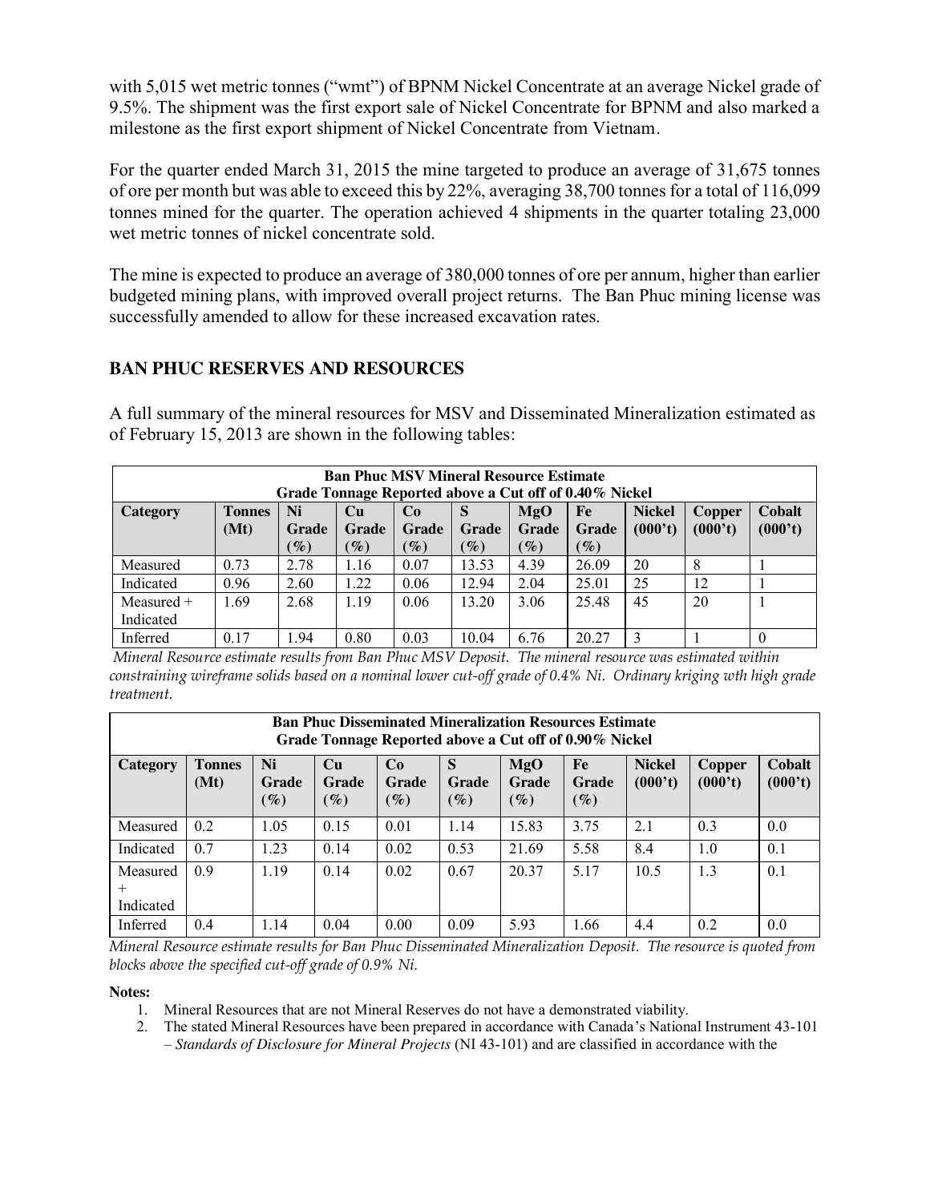with 5,015 wet metric tonnes ("wmt") of BPNM Nickel Concentrate at an average Nickel grade of 9.5%. The shipment was the first export sale of Nickel Concentrate for BPNM and also marked a milestone as the first export shipment of Nickel Concentrate from Vietnam.

For the quarter ended March 31, 2015 the mine targeted to produce an average of 31,675 tonnes of ore per month but was able to exceed this by 22%, averaging 38,700 tonnes for a total of 116,099 tonnes mined for the quarter. The operation achieved 4 shipments in the quarter totaling 23,000 wet metric tonnes of nickel concentrate sold.

The mine is expected to produce an average of 380,000 tonnes of ore per annum, higher than earlier budgeted mining plans, with improved overall project returns. The Ban Phuc mining license was successfully amended to allow for these increased excavation rates.

## BAN PHUC RESERVES AND RESOURCES

A full summary of the mineral resources for MSV and Disseminated Mineralization estimated as of February 15, 2013 are shown in the following tables:

| **Ban Phuc MSV Mineral Resource Estimate<br>Grade Tonnage Reported above a Cut off of 0.40% Nickel** | | | | | | | | | | |
|---|---|---|---|---|---|---|---|---|---|---|
| **Category** | **Tonnes (Mt)** | **Ni Grade (%)** | **Cu Grade (%)** | **Co Grade (%)** | **S Grade (%)** | **MgO Grade (%)** | **Fe Grade (%)** | **Nickel (000't)** | **Copper (000't)** | **Cobalt (000't)** |
| Measured | 0.73 | 2.78 | 1.16 | 0.07 | 13.53 | 4.39 | 26.09 | 20 | 8 | 1 |
| Indicated | 0.96 | 2.60 | 1.22 | 0.06 | 12.94 | 2.04 | 25.01 | 25 | 12 | 1 |
| Measured + Indicated | 1.69 | 2.68 | 1.19 | 0.06 | 13.20 | 3.06 | 25.48 | 45 | 20 | 1 |
| Inferred | 0.17 | 1.94 | 0.80 | 0.03 | 10.04 | 6.76 | 20.27 | 3 | 1 | 0 |

*Mineral Resource estimate results from Ban Phuc MSV Deposit. The mineral resource was estimated within constraining wireframe solids based on a nominal lower cut-off grade of 0.4% Ni. Ordinary kriging wth high grade treatment.*

| **Ban Phuc Disseminated Mineralization Resources Estimate<br>Grade Tonnage Reported above a Cut off of 0.90% Nickel** | | | | | | | | | | |
|---|---|---|---|---|---|---|---|---|---|---|
| **Category** | **Tonnes (Mt)** | **Ni Grade (%)** | **Cu Grade (%)** | **Co Grade (%)** | **S Grade (%)** | **MgO Grade (%)** | **Fe Grade (%)** | **Nickel (000't)** | **Copper (000't)** | **Cobalt (000't)** |
| Measured | 0.2 | 1.05 | 0.15 | 0.01 | 1.14 | 15.83 | 3.75 | 2.1 | 0.3 | 0.0 |
| Indicated | 0.7 | 1.23 | 0.14 | 0.02 | 0.53 | 21.69 | 5.58 | 8.4 | 1.0 | 0.1 |
| Measured + Indicated | 0.9 | 1.19 | 0.14 | 0.02 | 0.67 | 20.37 | 5.17 | 10.5 | 1.3 | 0.1 |
| Inferred | 0.4 | 1.14 | 0.04 | 0.00 | 0.09 | 5.93 | 1.66 | 4.4 | 0.2 | 0.0 |

*Mineral Resource estimate results for Ban Phuc Disseminated Mineralization Deposit. The resource is quoted from blocks above the specified cut-off grade of 0.9% Ni.*

**Notes:**

1. Mineral Resources that are not Mineral Reserves do not have a demonstrated viability.
2. The stated Mineral Resources have been prepared in accordance with Canada's National Instrument 43-101 – *Standards of Disclosure for Mineral Projects* (NI 43-101) and are classified in accordance with the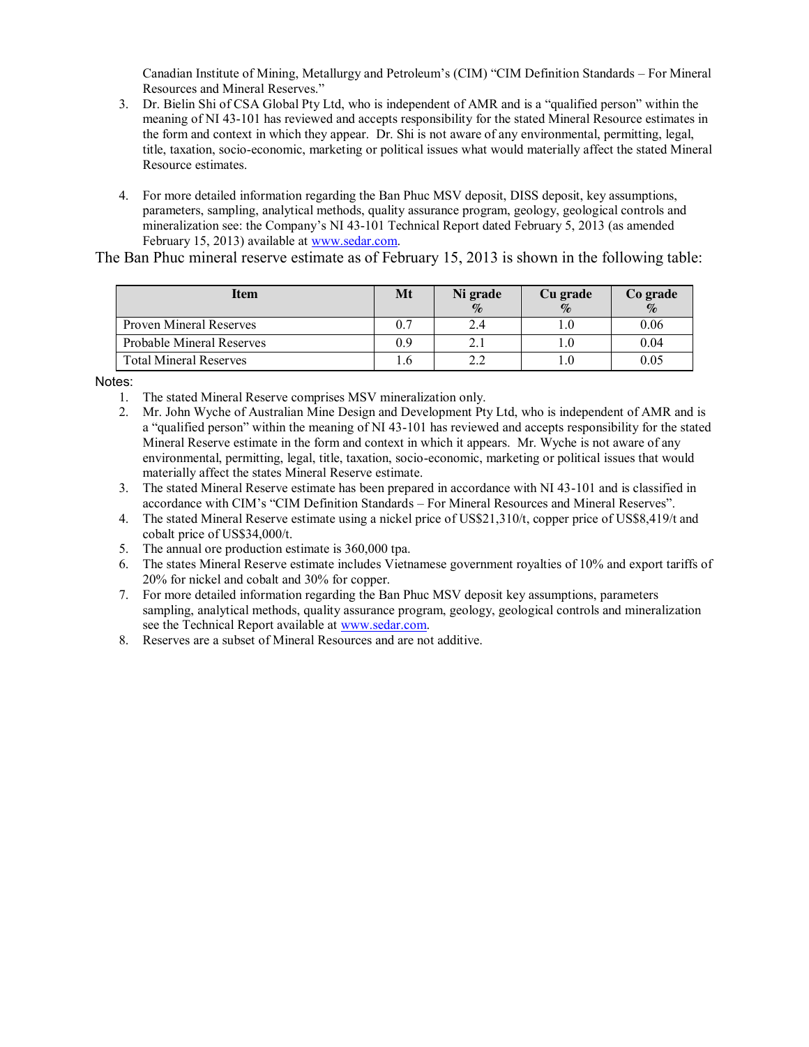Canadian Institute of Mining, Metallurgy and Petroleum's (CIM) "CIM Definition Standards – For Mineral Resources and Mineral Reserves."

3. Dr. Bielin Shi of CSA Global Pty Ltd, who is independent of AMR and is a "qualified person" within the meaning of NI 43-101 has reviewed and accepts responsibility for the stated Mineral Resource estimates in the form and context in which they appear. Dr. Shi is not aware of any environmental, permitting, legal, title, taxation, socio-economic, marketing or political issues what would materially affect the stated Mineral Resource estimates.

4. For more detailed information regarding the Ban Phuc MSV deposit, DISS deposit, key assumptions, parameters, sampling, analytical methods, quality assurance program, geology, geological controls and mineralization see: the Company's NI 43-101 Technical Report dated February 5, 2013 (as amended February 15, 2013) available at www.sedar.com.

The Ban Phuc mineral reserve estimate as of February 15, 2013 is shown in the following table:

| Item | Mt | Ni grade % | Cu grade % | Co grade % |
|---|---|---|---|---|
| Proven Mineral Reserves | 0.7 | 2.4 | 1.0 | 0.06 |
| Probable Mineral Reserves | 0.9 | 2.1 | 1.0 | 0.04 |
| Total Mineral Reserves | 1.6 | 2.2 | 1.0 | 0.05 |

Notes:

1. The stated Mineral Reserve comprises MSV mineralization only.
2. Mr. John Wyche of Australian Mine Design and Development Pty Ltd, who is independent of AMR and is a "qualified person" within the meaning of NI 43-101 has reviewed and accepts responsibility for the stated Mineral Reserve estimate in the form and context in which it appears. Mr. Wyche is not aware of any environmental, permitting, legal, title, taxation, socio-economic, marketing or political issues that would materially affect the states Mineral Reserve estimate.
3. The stated Mineral Reserve estimate has been prepared in accordance with NI 43-101 and is classified in accordance with CIM's "CIM Definition Standards – For Mineral Resources and Mineral Reserves".
4. The stated Mineral Reserve estimate using a nickel price of US$21,310/t, copper price of US$8,419/t and cobalt price of US$34,000/t.
5. The annual ore production estimate is 360,000 tpa.
6. The states Mineral Reserve estimate includes Vietnamese government royalties of 10% and export tariffs of 20% for nickel and cobalt and 30% for copper.
7. For more detailed information regarding the Ban Phuc MSV deposit key assumptions, parameters sampling, analytical methods, quality assurance program, geology, geological controls and mineralization see the Technical Report available at www.sedar.com.
8. Reserves are a subset of Mineral Resources and are not additive.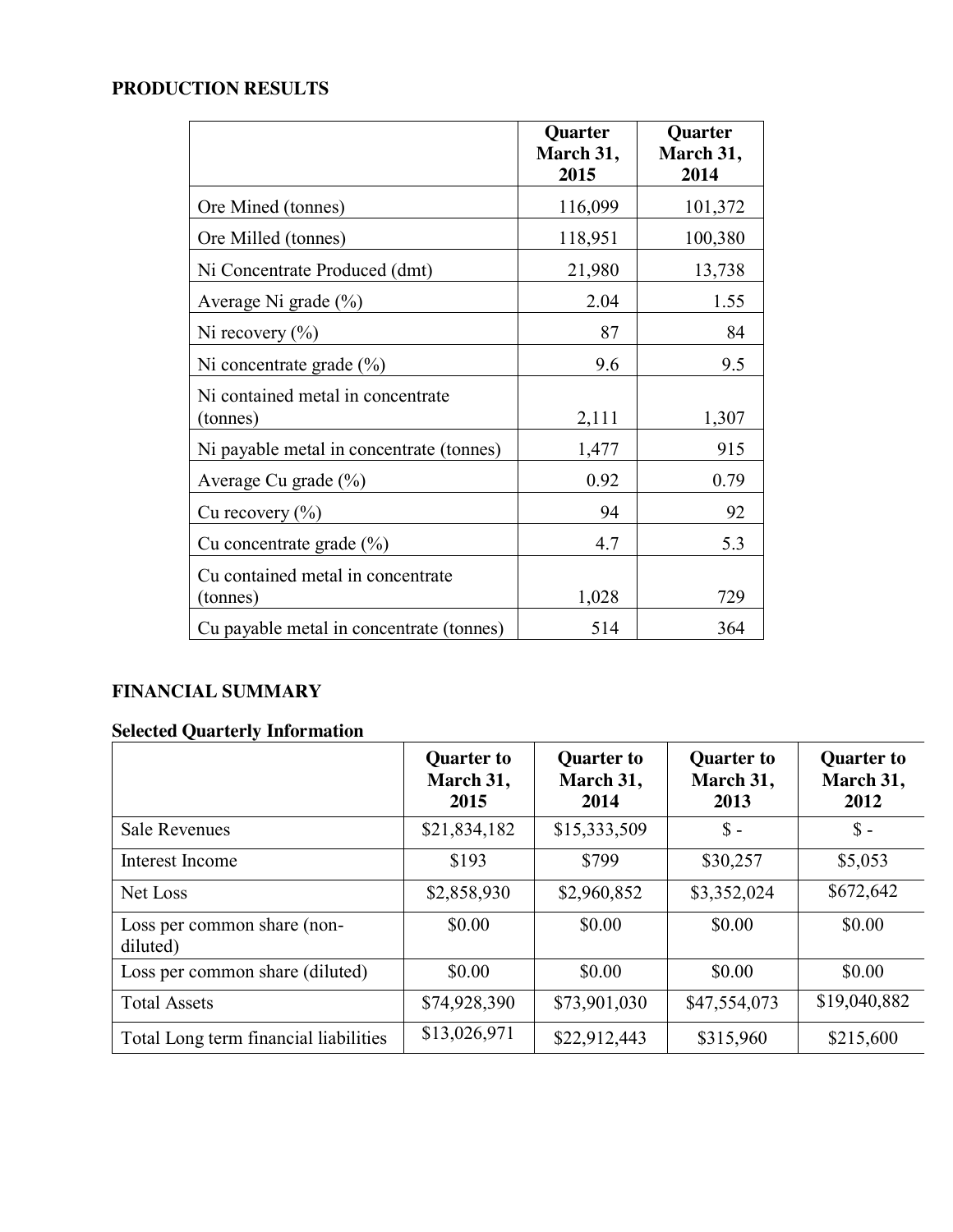## PRODUCTION RESULTS

| | Quarter March 31, 2015 | Quarter March 31, 2014 |
|---|---|---|
| Ore Mined (tonnes) | 116,099 | 101,372 |
| Ore Milled (tonnes) | 118,951 | 100,380 |
| Ni Concentrate Produced (dmt) | 21,980 | 13,738 |
| Average Ni grade (%) | 2.04 | 1.55 |
| Ni recovery (%) | 87 | 84 |
| Ni concentrate grade (%) | 9.6 | 9.5 |
| Ni contained metal in concentrate (tonnes) | 2,111 | 1,307 |
| Ni payable metal in concentrate (tonnes) | 1,477 | 915 |
| Average Cu grade (%) | 0.92 | 0.79 |
| Cu recovery (%) | 94 | 92 |
| Cu concentrate grade (%) | 4.7 | 5.3 |
| Cu contained metal in concentrate (tonnes) | 1,028 | 729 |
| Cu payable metal in concentrate (tonnes) | 514 | 364 |

## FINANCIAL SUMMARY

### Selected Quarterly Information

| | Quarter to March 31, 2015 | Quarter to March 31, 2014 | Quarter to March 31, 2013 | Quarter to March 31, 2012 |
|---|---|---|---|---|
| Sale Revenues | $21,834,182 | $15,333,509 | $ - | $ - |
| Interest Income | $193 | $799 | $30,257 | $5,053 |
| Net Loss | $2,858,930 | $2,960,852 | $3,352,024 | $672,642 |
| Loss per common share (non-diluted) | $0.00 | $0.00 | $0.00 | $0.00 |
| Loss per common share (diluted) | $0.00 | $0.00 | $0.00 | $0.00 |
| Total Assets | $74,928,390 | $73,901,030 | $47,554,073 | $19,040,882 |
| Total Long term financial liabilities | $13,026,971 | $22,912,443 | $315,960 | $215,600 |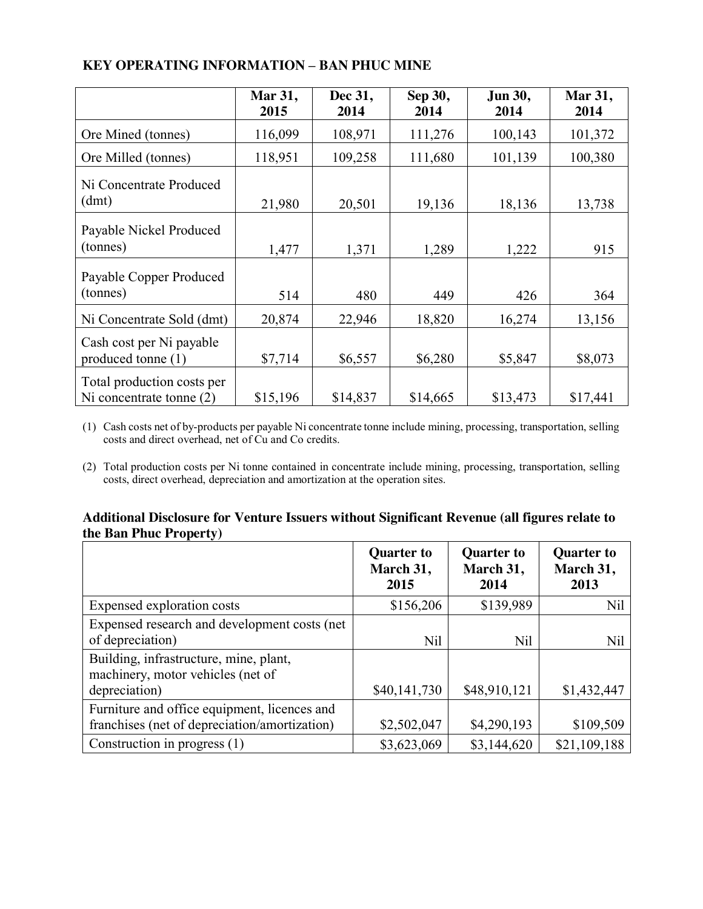### KEY OPERATING INFORMATION – BAN PHUC MINE

| | Mar 31, 2015 | Dec 31, 2014 | Sep 30, 2014 | Jun 30, 2014 | Mar 31, 2014 |
|---|---|---|---|---|---|
| Ore Mined (tonnes) | 116,099 | 108,971 | 111,276 | 100,143 | 101,372 |
| Ore Milled (tonnes) | 118,951 | 109,258 | 111,680 | 101,139 | 100,380 |
| Ni Concentrate Produced (dmt) | 21,980 | 20,501 | 19,136 | 18,136 | 13,738 |
| Payable Nickel Produced (tonnes) | 1,477 | 1,371 | 1,289 | 1,222 | 915 |
| Payable Copper Produced (tonnes) | 514 | 480 | 449 | 426 | 364 |
| Ni Concentrate Sold (dmt) | 20,874 | 22,946 | 18,820 | 16,274 | 13,156 |
| Cash cost per Ni payable produced tonne (1) | $7,714 | $6,557 | $6,280 | $5,847 | $8,073 |
| Total production costs per Ni concentrate tonne (2) | $15,196 | $14,837 | $14,665 | $13,473 | $17,441 |

(1) Cash costs net of by-products per payable Ni concentrate tonne include mining, processing, transportation, selling costs and direct overhead, net of Cu and Co credits.

(2) Total production costs per Ni tonne contained in concentrate include mining, processing, transportation, selling costs, direct overhead, depreciation and amortization at the operation sites.

### Additional Disclosure for Venture Issuers without Significant Revenue (all figures relate to the Ban Phuc Property)

| | Quarter to March 31, 2015 | Quarter to March 31, 2014 | Quarter to March 31, 2013 |
|---|---|---|---|
| Expensed exploration costs | $156,206 | $139,989 | Nil |
| Expensed research and development costs (net of depreciation) | Nil | Nil | Nil |
| Building, infrastructure, mine, plant, machinery, motor vehicles (net of depreciation) | $40,141,730 | $48,910,121 | $1,432,447 |
| Furniture and office equipment, licences and franchises (net of depreciation/amortization) | $2,502,047 | $4,290,193 | $109,509 |
| Construction in progress (1) | $3,623,069 | $3,144,620 | $21,109,188 |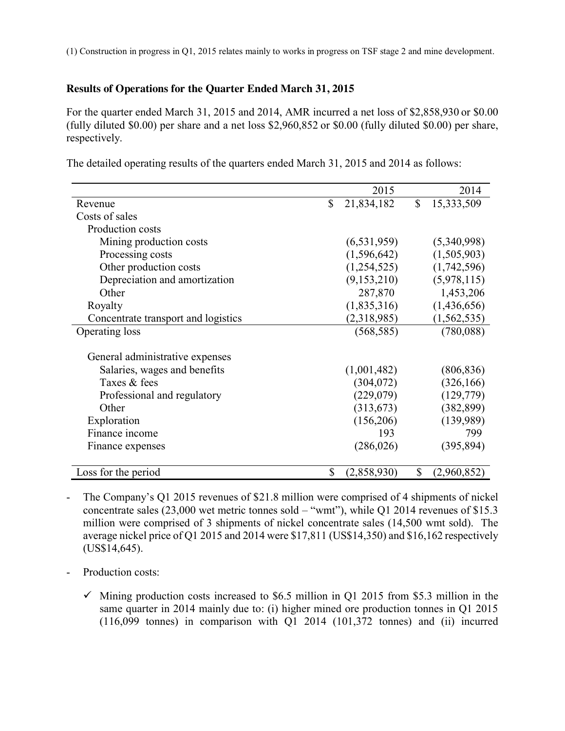(1) Construction in progress in Q1, 2015 relates mainly to works in progress on TSF stage 2 and mine development.

## Results of Operations for the Quarter Ended March 31, 2015

For the quarter ended March 31, 2015 and 2014, AMR incurred a net loss of $2,858,930 or $0.00 (fully diluted $0.00) per share and a net loss $2,960,852 or $0.00 (fully diluted $0.00) per share, respectively.

The detailed operating results of the quarters ended March 31, 2015 and 2014 as follows:

| | 2015 | 2014 |
|---|---|---|
| Revenue | $ 21,834,182 | $ 15,333,509 |
| Costs of sales | | |
| Production costs | | |
| Mining production costs | (6,531,959) | (5,340,998) |
| Processing costs | (1,596,642) | (1,505,903) |
| Other production costs | (1,254,525) | (1,742,596) |
| Depreciation and amortization | (9,153,210) | (5,978,115) |
| Other | 287,870 | 1,453,206 |
| Royalty | (1,835,316) | (1,436,656) |
| Concentrate transport and logistics | (2,318,985) | (1,562,535) |
| Operating loss | (568,585) | (780,088) |
| General administrative expenses | | |
| Salaries, wages and benefits | (1,001,482) | (806,836) |
| Taxes & fees | (304,072) | (326,166) |
| Professional and regulatory | (229,079) | (129,779) |
| Other | (313,673) | (382,899) |
| Exploration | (156,206) | (139,989) |
| Finance income | 193 | 799 |
| Finance expenses | (286,026) | (395,894) |
| Loss for the period | $ (2,858,930) | $ (2,960,852) |

- The Company's Q1 2015 revenues of $21.8 million were comprised of 4 shipments of nickel concentrate sales (23,000 wet metric tonnes sold – "wmt"), while Q1 2014 revenues of $15.3 million were comprised of 3 shipments of nickel concentrate sales (14,500 wmt sold). The average nickel price of Q1 2015 and 2014 were $17,811 (US$14,350) and $16,162 respectively (US$14,645).

- Production costs:

  - ✓ Mining production costs increased to $6.5 million in Q1 2015 from $5.3 million in the same quarter in 2014 mainly due to: (i) higher mined ore production tonnes in Q1 2015 (116,099 tonnes) in comparison with Q1 2014 (101,372 tonnes) and (ii) incurred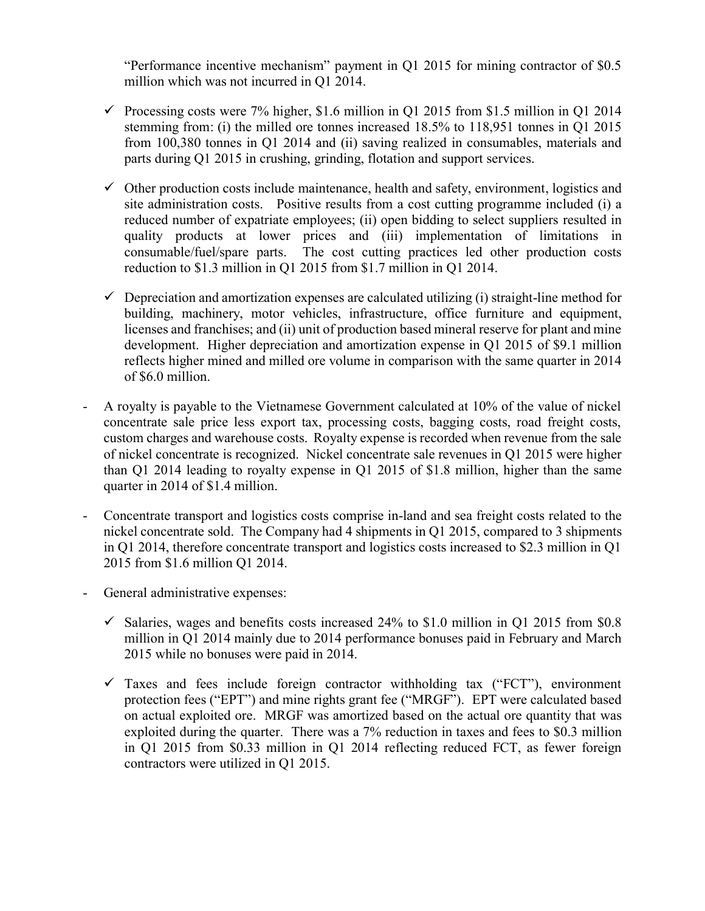"Performance incentive mechanism" payment in Q1 2015 for mining contractor of $0.5 million which was not incurred in Q1 2014.

- ✓ Processing costs were 7% higher, $1.6 million in Q1 2015 from $1.5 million in Q1 2014 stemming from: (i) the milled ore tonnes increased 18.5% to 118,951 tonnes in Q1 2015 from 100,380 tonnes in Q1 2014 and (ii) saving realized in consumables, materials and parts during Q1 2015 in crushing, grinding, flotation and support services.

- ✓ Other production costs include maintenance, health and safety, environment, logistics and site administration costs. Positive results from a cost cutting programme included (i) a reduced number of expatriate employees; (ii) open bidding to select suppliers resulted in quality products at lower prices and (iii) implementation of limitations in consumable/fuel/spare parts. The cost cutting practices led other production costs reduction to $1.3 million in Q1 2015 from $1.7 million in Q1 2014.

- ✓ Depreciation and amortization expenses are calculated utilizing (i) straight-line method for building, machinery, motor vehicles, infrastructure, office furniture and equipment, licenses and franchises; and (ii) unit of production based mineral reserve for plant and mine development. Higher depreciation and amortization expense in Q1 2015 of $9.1 million reflects higher mined and milled ore volume in comparison with the same quarter in 2014 of $6.0 million.

- A royalty is payable to the Vietnamese Government calculated at 10% of the value of nickel concentrate sale price less export tax, processing costs, bagging costs, road freight costs, custom charges and warehouse costs. Royalty expense is recorded when revenue from the sale of nickel concentrate is recognized. Nickel concentrate sale revenues in Q1 2015 were higher than Q1 2014 leading to royalty expense in Q1 2015 of $1.8 million, higher than the same quarter in 2014 of $1.4 million.

- Concentrate transport and logistics costs comprise in-land and sea freight costs related to the nickel concentrate sold. The Company had 4 shipments in Q1 2015, compared to 3 shipments in Q1 2014, therefore concentrate transport and logistics costs increased to $2.3 million in Q1 2015 from $1.6 million Q1 2014.

- General administrative expenses:

  - ✓ Salaries, wages and benefits costs increased 24% to $1.0 million in Q1 2015 from $0.8 million in Q1 2014 mainly due to 2014 performance bonuses paid in February and March 2015 while no bonuses were paid in 2014.

  - ✓ Taxes and fees include foreign contractor withholding tax ("FCT"), environment protection fees ("EPT") and mine rights grant fee ("MRGF"). EPT were calculated based on actual exploited ore. MRGF was amortized based on the actual ore quantity that was exploited during the quarter. There was a 7% reduction in taxes and fees to $0.3 million in Q1 2015 from $0.33 million in Q1 2014 reflecting reduced FCT, as fewer foreign contractors were utilized in Q1 2015.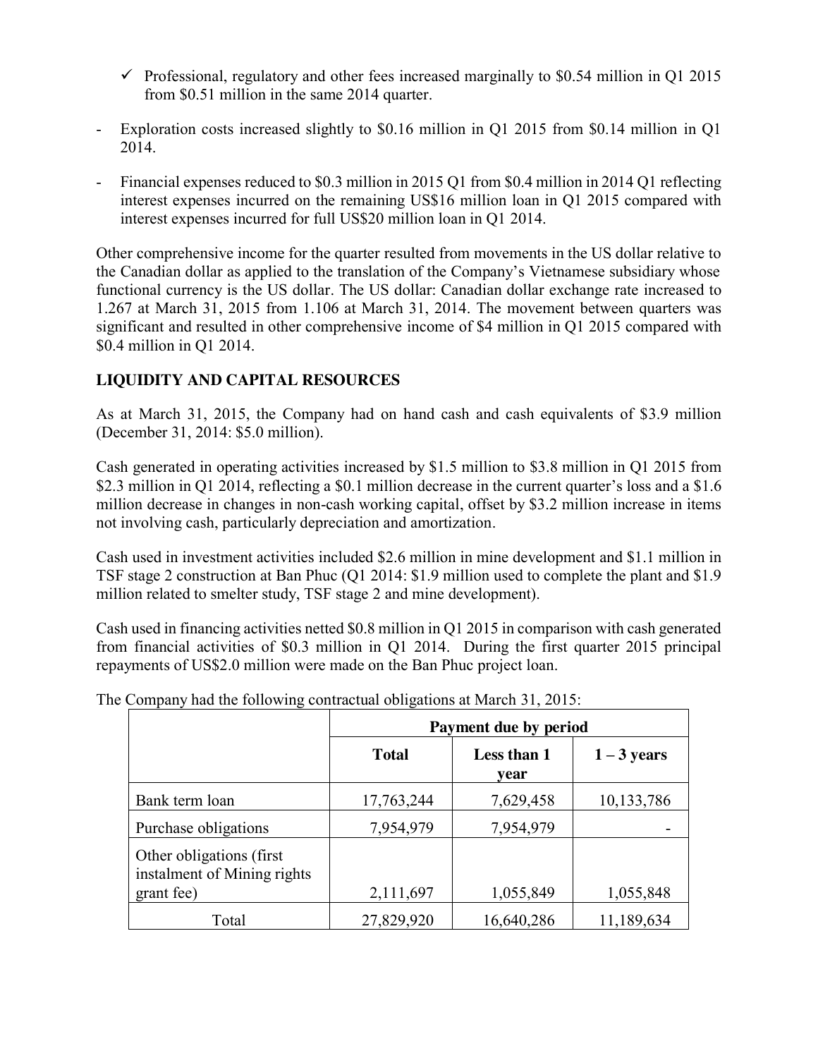- ✓ Professional, regulatory and other fees increased marginally to \$0.54 million in Q1 2015 from \$0.51 million in the same 2014 quarter.

- Exploration costs increased slightly to \$0.16 million in Q1 2015 from \$0.14 million in Q1 2014.

- Financial expenses reduced to \$0.3 million in 2015 Q1 from \$0.4 million in 2014 Q1 reflecting interest expenses incurred on the remaining US\$16 million loan in Q1 2015 compared with interest expenses incurred for full US\$20 million loan in Q1 2014.

Other comprehensive income for the quarter resulted from movements in the US dollar relative to the Canadian dollar as applied to the translation of the Company's Vietnamese subsidiary whose functional currency is the US dollar. The US dollar: Canadian dollar exchange rate increased to 1.267 at March 31, 2015 from 1.106 at March 31, 2014. The movement between quarters was significant and resulted in other comprehensive income of \$4 million in Q1 2015 compared with \$0.4 million in Q1 2014.

## LIQUIDITY AND CAPITAL RESOURCES

As at March 31, 2015, the Company had on hand cash and cash equivalents of \$3.9 million (December 31, 2014: \$5.0 million).

Cash generated in operating activities increased by \$1.5 million to \$3.8 million in Q1 2015 from \$2.3 million in Q1 2014, reflecting a \$0.1 million decrease in the current quarter's loss and a \$1.6 million decrease in changes in non-cash working capital, offset by \$3.2 million increase in items not involving cash, particularly depreciation and amortization.

Cash used in investment activities included \$2.6 million in mine development and \$1.1 million in TSF stage 2 construction at Ban Phuc (Q1 2014: \$1.9 million used to complete the plant and \$1.9 million related to smelter study, TSF stage 2 and mine development).

Cash used in financing activities netted \$0.8 million in Q1 2015 in comparison with cash generated from financial activities of \$0.3 million in Q1 2014. During the first quarter 2015 principal repayments of US\$2.0 million were made on the Ban Phuc project loan.

The Company had the following contractual obligations at March 31, 2015:

| | **Payment due by period** | | |
|---|---|---|---|
| | **Total** | **Less than 1 year** | **1 – 3 years** |
| Bank term loan | 17,763,244 | 7,629,458 | 10,133,786 |
| Purchase obligations | 7,954,979 | 7,954,979 | - |
| Other obligations (first instalment of Mining rights grant fee) | 2,111,697 | 1,055,849 | 1,055,848 |
| Total | 27,829,920 | 16,640,286 | 11,189,634 |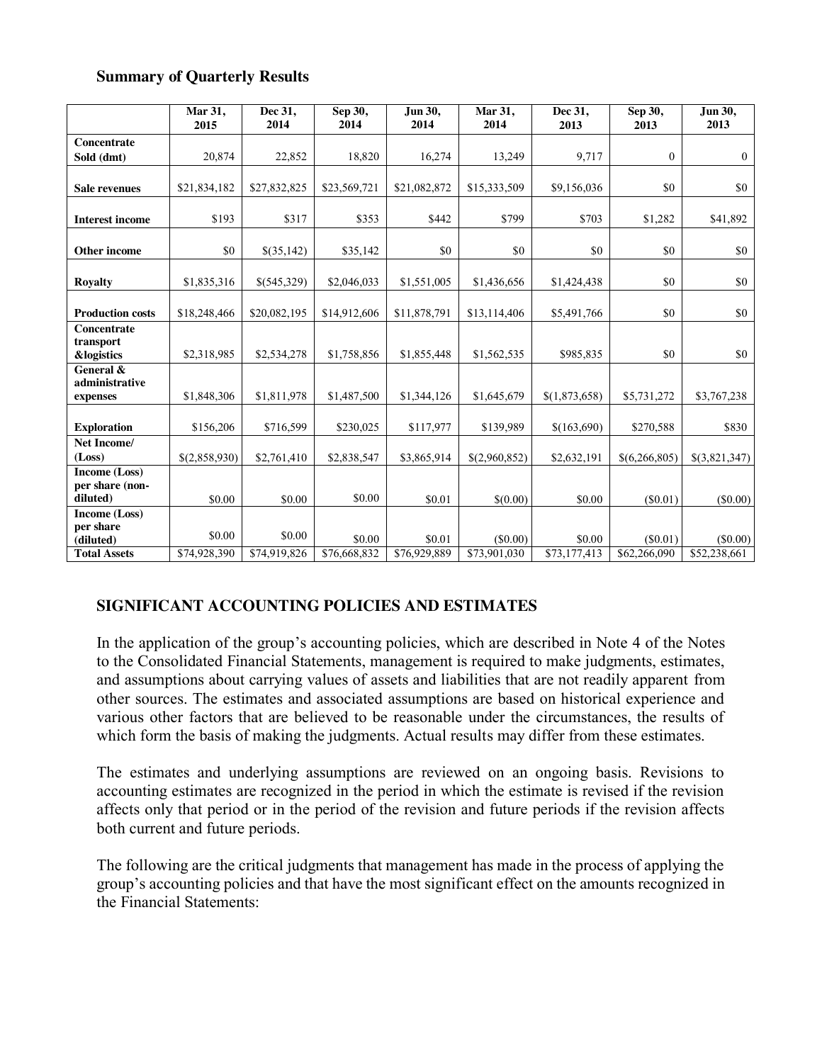**Summary of Quarterly Results**

| | Mar 31, 2015 | Dec 31, 2014 | Sep 30, 2014 | Jun 30, 2014 | Mar 31, 2014 | Dec 31, 2013 | Sep 30, 2013 | Jun 30, 2013 |
|---|---|---|---|---|---|---|---|---|
| **Concentrate Sold (dmt)** | 20,874 | 22,852 | 18,820 | 16,274 | 13,249 | 9,717 | 0 | 0 |
| **Sale revenues** | $21,834,182 | $27,832,825 | $23,569,721 | $21,082,872 | $15,333,509 | $9,156,036 | $0 | $0 |
| **Interest income** | $193 | $317 | $353 | $442 | $799 | $703 | $1,282 | $41,892 |
| **Other income** | $0 | $(35,142) | $35,142 | $0 | $0 | $0 | $0 | $0 |
| **Royalty** | $1,835,316 | $(545,329) | $2,046,033 | $1,551,005 | $1,436,656 | $1,424,438 | $0 | $0 |
| **Production costs** | $18,248,466 | $20,082,195 | $14,912,606 | $11,878,791 | $13,114,406 | $5,491,766 | $0 | $0 |
| **Concentrate transport &logistics** | $2,318,985 | $2,534,278 | $1,758,856 | $1,855,448 | $1,562,535 | $985,835 | $0 | $0 |
| **General & administrative expenses** | $1,848,306 | $1,811,978 | $1,487,500 | $1,344,126 | $1,645,679 | $(1,873,658) | $5,731,272 | $3,767,238 |
| **Exploration** | $156,206 | $716,599 | $230,025 | $117,977 | $139,989 | $(163,690) | $270,588 | $830 |
| **Net Income/ (Loss)** | $(2,858,930) | $2,761,410 | $2,838,547 | $3,865,914 | $(2,960,852) | $2,632,191 | $(6,266,805) | $(3,821,347) |
| **Income (Loss) per share (non-diluted)** | $0.00 | $0.00 | $0.00 | $0.01 | $(0.00) | $0.00 | ($0.01) | ($0.00) |
| **Income (Loss) per share (diluted)** | $0.00 | $0.00 | $0.00 | $0.01 | ($0.00) | $0.00 | ($0.01) | ($0.00) |
| **Total Assets** | $74,928,390 | $74,919,826 | $76,668,832 | $76,929,889 | $73,901,030 | $73,177,413 | $62,266,090 | $52,238,661 |

## SIGNIFICANT ACCOUNTING POLICIES AND ESTIMATES

In the application of the group's accounting policies, which are described in Note 4 of the Notes to the Consolidated Financial Statements, management is required to make judgments, estimates, and assumptions about carrying values of assets and liabilities that are not readily apparent from other sources. The estimates and associated assumptions are based on historical experience and various other factors that are believed to be reasonable under the circumstances, the results of which form the basis of making the judgments. Actual results may differ from these estimates.

The estimates and underlying assumptions are reviewed on an ongoing basis. Revisions to accounting estimates are recognized in the period in which the estimate is revised if the revision affects only that period or in the period of the revision and future periods if the revision affects both current and future periods.

The following are the critical judgments that management has made in the process of applying the group's accounting policies and that have the most significant effect on the amounts recognized in the Financial Statements: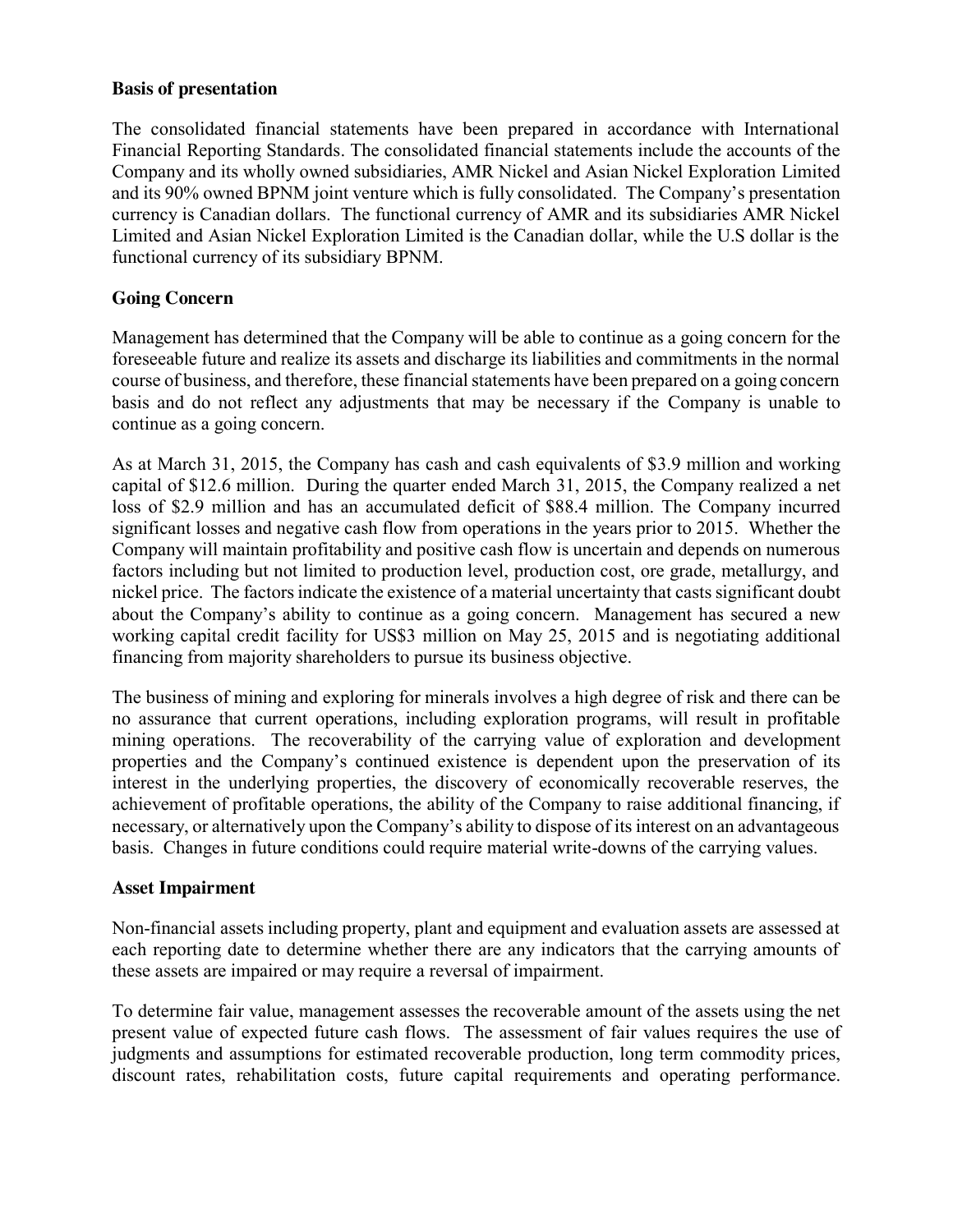**Basis of presentation**

The consolidated financial statements have been prepared in accordance with International Financial Reporting Standards. The consolidated financial statements include the accounts of the Company and its wholly owned subsidiaries, AMR Nickel and Asian Nickel Exploration Limited and its 90% owned BPNM joint venture which is fully consolidated. The Company's presentation currency is Canadian dollars. The functional currency of AMR and its subsidiaries AMR Nickel Limited and Asian Nickel Exploration Limited is the Canadian dollar, while the U.S dollar is the functional currency of its subsidiary BPNM.

**Going Concern**

Management has determined that the Company will be able to continue as a going concern for the foreseeable future and realize its assets and discharge its liabilities and commitments in the normal course of business, and therefore, these financial statements have been prepared on a going concern basis and do not reflect any adjustments that may be necessary if the Company is unable to continue as a going concern.

As at March 31, 2015, the Company has cash and cash equivalents of $3.9 million and working capital of $12.6 million. During the quarter ended March 31, 2015, the Company realized a net loss of $2.9 million and has an accumulated deficit of $88.4 million. The Company incurred significant losses and negative cash flow from operations in the years prior to 2015. Whether the Company will maintain profitability and positive cash flow is uncertain and depends on numerous factors including but not limited to production level, production cost, ore grade, metallurgy, and nickel price. The factors indicate the existence of a material uncertainty that casts significant doubt about the Company's ability to continue as a going concern. Management has secured a new working capital credit facility for US$3 million on May 25, 2015 and is negotiating additional financing from majority shareholders to pursue its business objective.

The business of mining and exploring for minerals involves a high degree of risk and there can be no assurance that current operations, including exploration programs, will result in profitable mining operations. The recoverability of the carrying value of exploration and development properties and the Company's continued existence is dependent upon the preservation of its interest in the underlying properties, the discovery of economically recoverable reserves, the achievement of profitable operations, the ability of the Company to raise additional financing, if necessary, or alternatively upon the Company's ability to dispose of its interest on an advantageous basis. Changes in future conditions could require material write-downs of the carrying values.

**Asset Impairment**

Non-financial assets including property, plant and equipment and evaluation assets are assessed at each reporting date to determine whether there are any indicators that the carrying amounts of these assets are impaired or may require a reversal of impairment.

To determine fair value, management assesses the recoverable amount of the assets using the net present value of expected future cash flows. The assessment of fair values requires the use of judgments and assumptions for estimated recoverable production, long term commodity prices, discount rates, rehabilitation costs, future capital requirements and operating performance.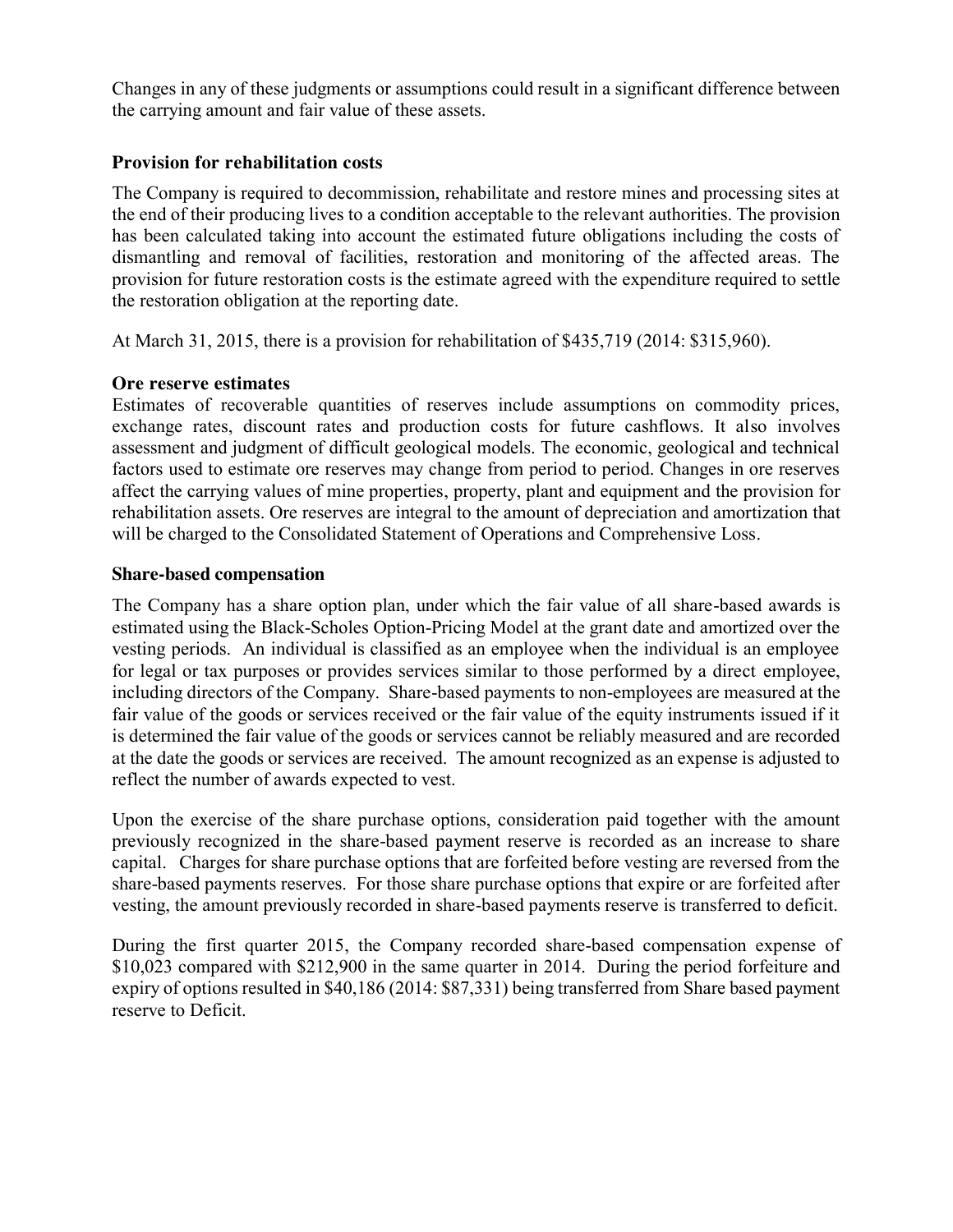Changes in any of these judgments or assumptions could result in a significant difference between the carrying amount and fair value of these assets.

### Provision for rehabilitation costs

The Company is required to decommission, rehabilitate and restore mines and processing sites at the end of their producing lives to a condition acceptable to the relevant authorities. The provision has been calculated taking into account the estimated future obligations including the costs of dismantling and removal of facilities, restoration and monitoring of the affected areas. The provision for future restoration costs is the estimate agreed with the expenditure required to settle the restoration obligation at the reporting date.

At March 31, 2015, there is a provision for rehabilitation of $435,719 (2014: $315,960).

### Ore reserve estimates

Estimates of recoverable quantities of reserves include assumptions on commodity prices, exchange rates, discount rates and production costs for future cashflows. It also involves assessment and judgment of difficult geological models. The economic, geological and technical factors used to estimate ore reserves may change from period to period. Changes in ore reserves affect the carrying values of mine properties, property, plant and equipment and the provision for rehabilitation assets. Ore reserves are integral to the amount of depreciation and amortization that will be charged to the Consolidated Statement of Operations and Comprehensive Loss.

### Share-based compensation

The Company has a share option plan, under which the fair value of all share-based awards is estimated using the Black-Scholes Option-Pricing Model at the grant date and amortized over the vesting periods. An individual is classified as an employee when the individual is an employee for legal or tax purposes or provides services similar to those performed by a direct employee, including directors of the Company. Share-based payments to non-employees are measured at the fair value of the goods or services received or the fair value of the equity instruments issued if it is determined the fair value of the goods or services cannot be reliably measured and are recorded at the date the goods or services are received. The amount recognized as an expense is adjusted to reflect the number of awards expected to vest.

Upon the exercise of the share purchase options, consideration paid together with the amount previously recognized in the share-based payment reserve is recorded as an increase to share capital. Charges for share purchase options that are forfeited before vesting are reversed from the share-based payments reserves. For those share purchase options that expire or are forfeited after vesting, the amount previously recorded in share-based payments reserve is transferred to deficit.

During the first quarter 2015, the Company recorded share-based compensation expense of $10,023 compared with $212,900 in the same quarter in 2014. During the period forfeiture and expiry of options resulted in $40,186 (2014: $87,331) being transferred from Share based payment reserve to Deficit.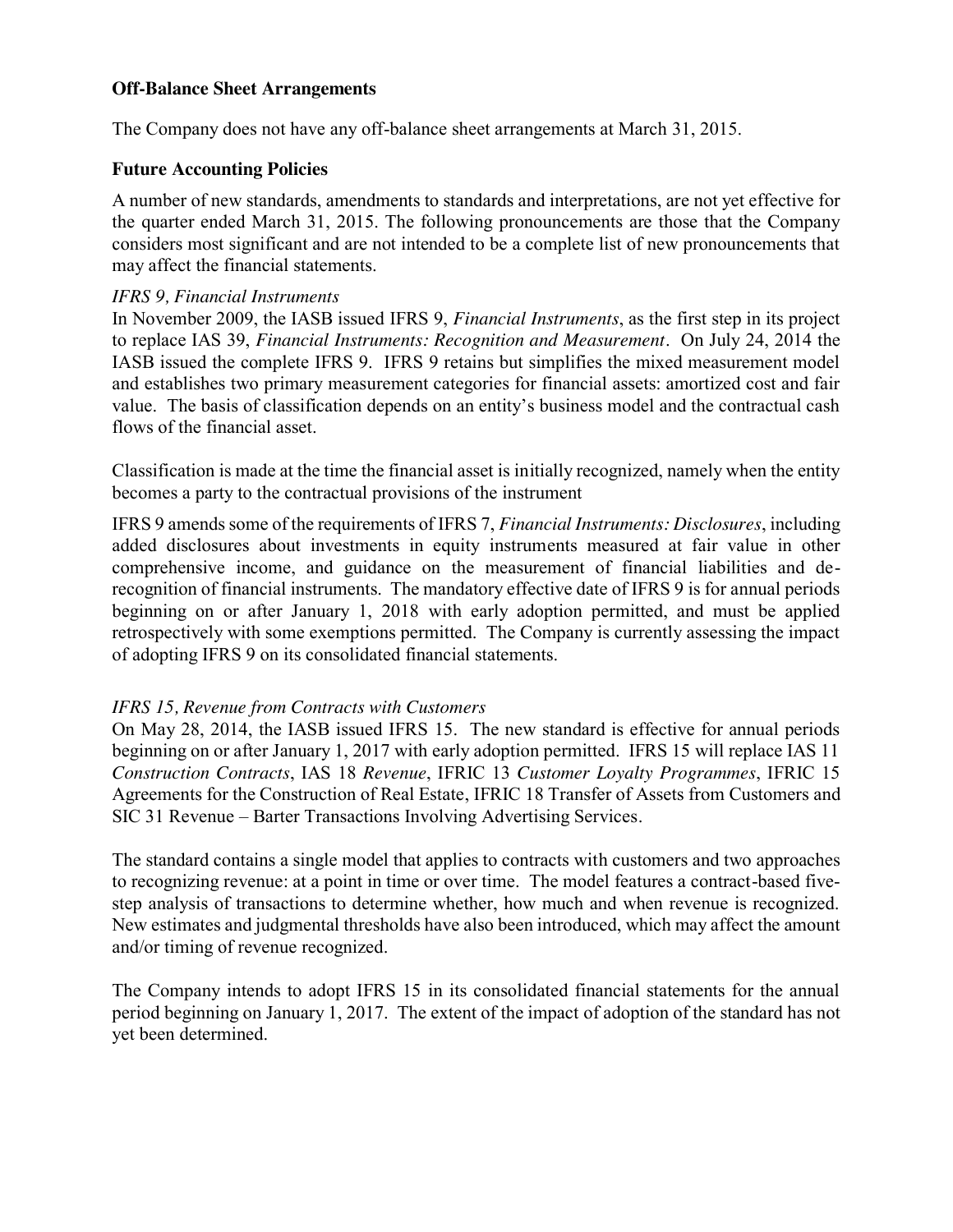**Off-Balance Sheet Arrangements**

The Company does not have any off-balance sheet arrangements at March 31, 2015.

**Future Accounting Policies**

A number of new standards, amendments to standards and interpretations, are not yet effective for the quarter ended March 31, 2015. The following pronouncements are those that the Company considers most significant and are not intended to be a complete list of new pronouncements that may affect the financial statements.

*IFRS 9, Financial Instruments*

In November 2009, the IASB issued IFRS 9, *Financial Instruments*, as the first step in its project to replace IAS 39, *Financial Instruments: Recognition and Measurement*. On July 24, 2014 the IASB issued the complete IFRS 9. IFRS 9 retains but simplifies the mixed measurement model and establishes two primary measurement categories for financial assets: amortized cost and fair value. The basis of classification depends on an entity's business model and the contractual cash flows of the financial asset.

Classification is made at the time the financial asset is initially recognized, namely when the entity becomes a party to the contractual provisions of the instrument

IFRS 9 amends some of the requirements of IFRS 7, *Financial Instruments: Disclosures*, including added disclosures about investments in equity instruments measured at fair value in other comprehensive income, and guidance on the measurement of financial liabilities and de-recognition of financial instruments. The mandatory effective date of IFRS 9 is for annual periods beginning on or after January 1, 2018 with early adoption permitted, and must be applied retrospectively with some exemptions permitted. The Company is currently assessing the impact of adopting IFRS 9 on its consolidated financial statements.

*IFRS 15, Revenue from Contracts with Customers*

On May 28, 2014, the IASB issued IFRS 15. The new standard is effective for annual periods beginning on or after January 1, 2017 with early adoption permitted. IFRS 15 will replace IAS 11 *Construction Contracts*, IAS 18 *Revenue*, IFRIC 13 *Customer Loyalty Programmes*, IFRIC 15 Agreements for the Construction of Real Estate, IFRIC 18 Transfer of Assets from Customers and SIC 31 Revenue – Barter Transactions Involving Advertising Services.

The standard contains a single model that applies to contracts with customers and two approaches to recognizing revenue: at a point in time or over time. The model features a contract-based five-step analysis of transactions to determine whether, how much and when revenue is recognized. New estimates and judgmental thresholds have also been introduced, which may affect the amount and/or timing of revenue recognized.

The Company intends to adopt IFRS 15 in its consolidated financial statements for the annual period beginning on January 1, 2017. The extent of the impact of adoption of the standard has not yet been determined.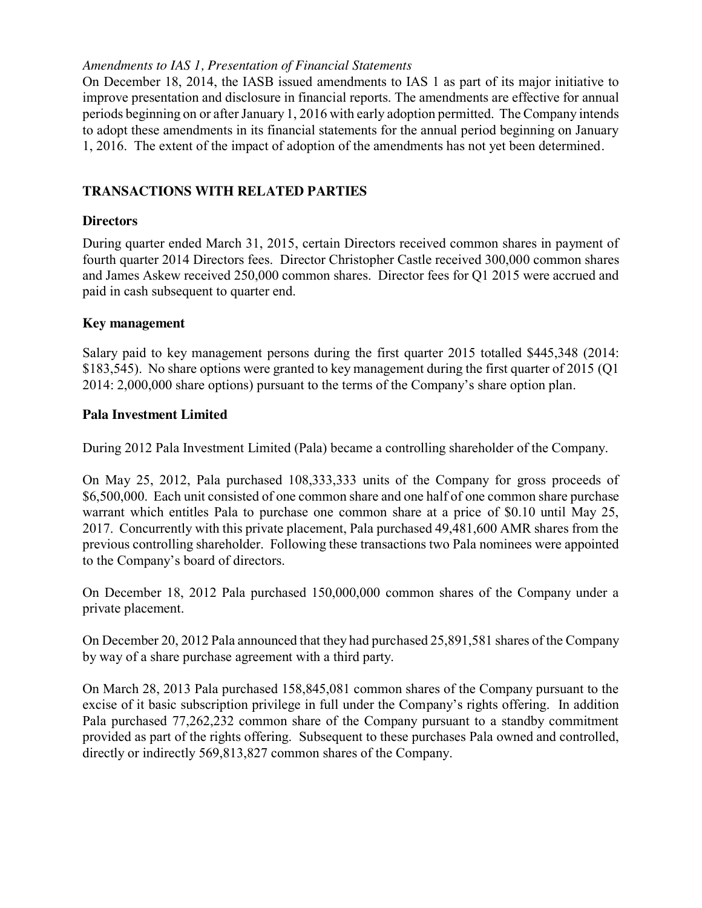*Amendments to IAS 1, Presentation of Financial Statements*

On December 18, 2014, the IASB issued amendments to IAS 1 as part of its major initiative to improve presentation and disclosure in financial reports. The amendments are effective for annual periods beginning on or after January 1, 2016 with early adoption permitted. The Company intends to adopt these amendments in its financial statements for the annual period beginning on January 1, 2016. The extent of the impact of adoption of the amendments has not yet been determined.

## TRANSACTIONS WITH RELATED PARTIES

### Directors

During quarter ended March 31, 2015, certain Directors received common shares in payment of fourth quarter 2014 Directors fees. Director Christopher Castle received 300,000 common shares and James Askew received 250,000 common shares. Director fees for Q1 2015 were accrued and paid in cash subsequent to quarter end.

### Key management

Salary paid to key management persons during the first quarter 2015 totalled $445,348 (2014: $183,545). No share options were granted to key management during the first quarter of 2015 (Q1 2014: 2,000,000 share options) pursuant to the terms of the Company's share option plan.

### Pala Investment Limited

During 2012 Pala Investment Limited (Pala) became a controlling shareholder of the Company.

On May 25, 2012, Pala purchased 108,333,333 units of the Company for gross proceeds of $6,500,000. Each unit consisted of one common share and one half of one common share purchase warrant which entitles Pala to purchase one common share at a price of $0.10 until May 25, 2017. Concurrently with this private placement, Pala purchased 49,481,600 AMR shares from the previous controlling shareholder. Following these transactions two Pala nominees were appointed to the Company's board of directors.

On December 18, 2012 Pala purchased 150,000,000 common shares of the Company under a private placement.

On December 20, 2012 Pala announced that they had purchased 25,891,581 shares of the Company by way of a share purchase agreement with a third party.

On March 28, 2013 Pala purchased 158,845,081 common shares of the Company pursuant to the excise of it basic subscription privilege in full under the Company's rights offering. In addition Pala purchased 77,262,232 common share of the Company pursuant to a standby commitment provided as part of the rights offering. Subsequent to these purchases Pala owned and controlled, directly or indirectly 569,813,827 common shares of the Company.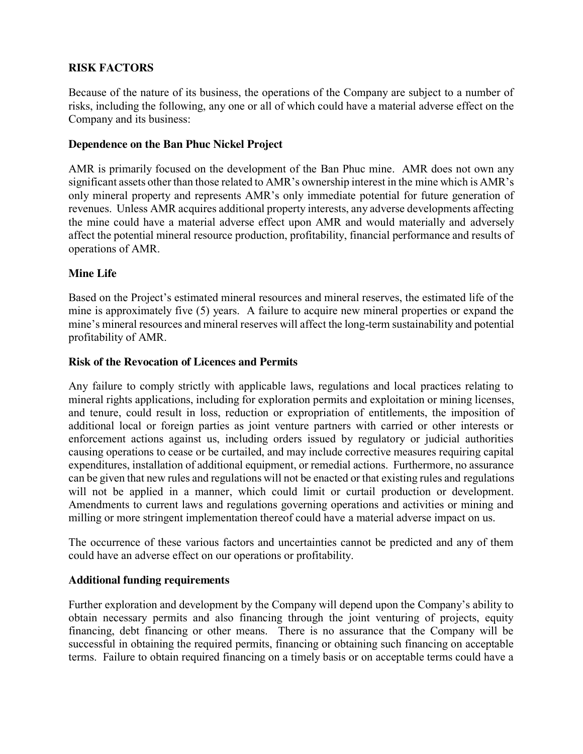## RISK FACTORS

Because of the nature of its business, the operations of the Company are subject to a number of risks, including the following, any one or all of which could have a material adverse effect on the Company and its business:

### Dependence on the Ban Phuc Nickel Project

AMR is primarily focused on the development of the Ban Phuc mine. AMR does not own any significant assets other than those related to AMR's ownership interest in the mine which is AMR's only mineral property and represents AMR's only immediate potential for future generation of revenues. Unless AMR acquires additional property interests, any adverse developments affecting the mine could have a material adverse effect upon AMR and would materially and adversely affect the potential mineral resource production, profitability, financial performance and results of operations of AMR.

### Mine Life

Based on the Project's estimated mineral resources and mineral reserves, the estimated life of the mine is approximately five (5) years. A failure to acquire new mineral properties or expand the mine's mineral resources and mineral reserves will affect the long-term sustainability and potential profitability of AMR.

### Risk of the Revocation of Licences and Permits

Any failure to comply strictly with applicable laws, regulations and local practices relating to mineral rights applications, including for exploration permits and exploitation or mining licenses, and tenure, could result in loss, reduction or expropriation of entitlements, the imposition of additional local or foreign parties as joint venture partners with carried or other interests or enforcement actions against us, including orders issued by regulatory or judicial authorities causing operations to cease or be curtailed, and may include corrective measures requiring capital expenditures, installation of additional equipment, or remedial actions. Furthermore, no assurance can be given that new rules and regulations will not be enacted or that existing rules and regulations will not be applied in a manner, which could limit or curtail production or development. Amendments to current laws and regulations governing operations and activities or mining and milling or more stringent implementation thereof could have a material adverse impact on us.

The occurrence of these various factors and uncertainties cannot be predicted and any of them could have an adverse effect on our operations or profitability.

### Additional funding requirements

Further exploration and development by the Company will depend upon the Company's ability to obtain necessary permits and also financing through the joint venturing of projects, equity financing, debt financing or other means. There is no assurance that the Company will be successful in obtaining the required permits, financing or obtaining such financing on acceptable terms. Failure to obtain required financing on a timely basis or on acceptable terms could have a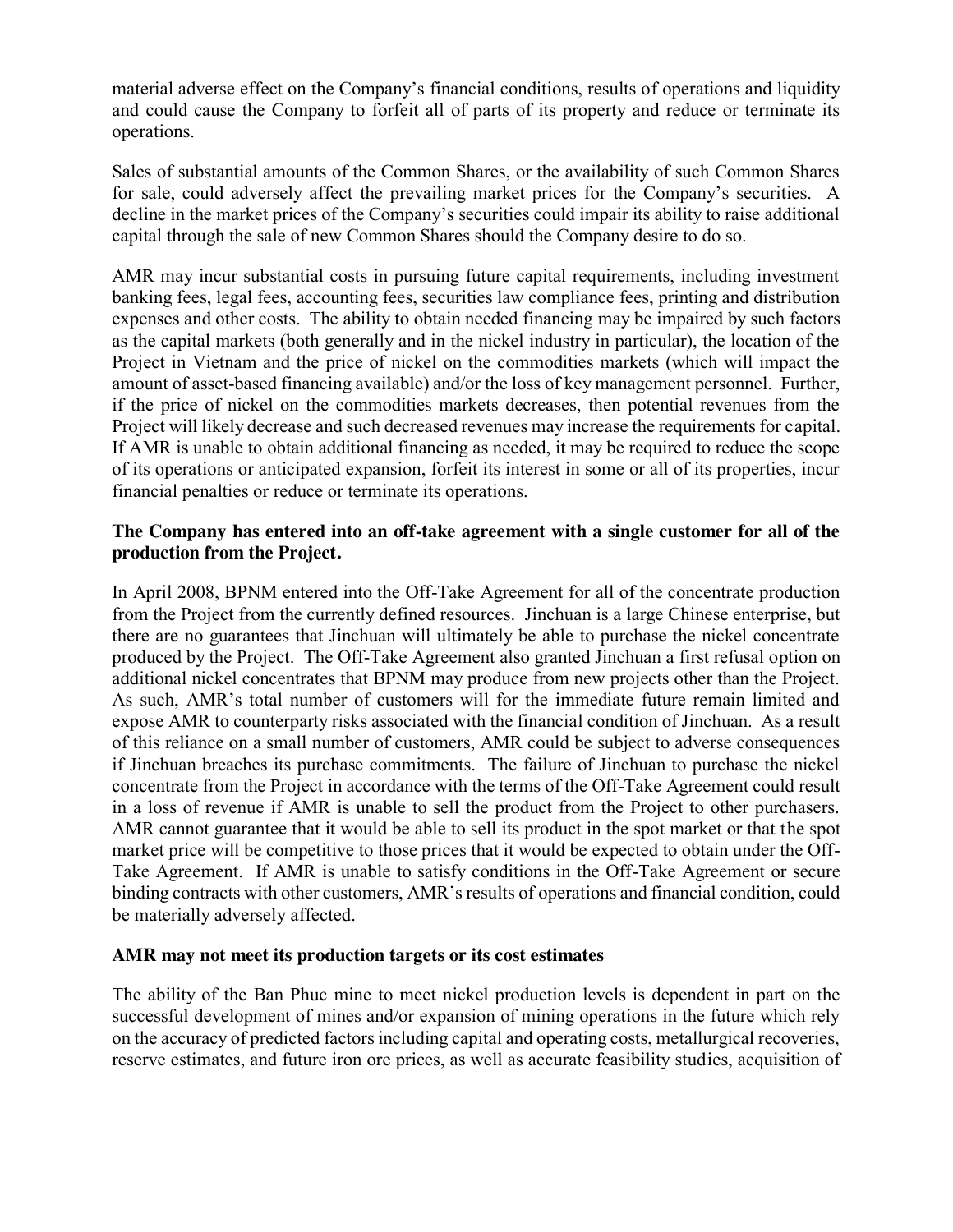material adverse effect on the Company's financial conditions, results of operations and liquidity and could cause the Company to forfeit all of parts of its property and reduce or terminate its operations.

Sales of substantial amounts of the Common Shares, or the availability of such Common Shares for sale, could adversely affect the prevailing market prices for the Company's securities. A decline in the market prices of the Company's securities could impair its ability to raise additional capital through the sale of new Common Shares should the Company desire to do so.

AMR may incur substantial costs in pursuing future capital requirements, including investment banking fees, legal fees, accounting fees, securities law compliance fees, printing and distribution expenses and other costs. The ability to obtain needed financing may be impaired by such factors as the capital markets (both generally and in the nickel industry in particular), the location of the Project in Vietnam and the price of nickel on the commodities markets (which will impact the amount of asset-based financing available) and/or the loss of key management personnel. Further, if the price of nickel on the commodities markets decreases, then potential revenues from the Project will likely decrease and such decreased revenues may increase the requirements for capital. If AMR is unable to obtain additional financing as needed, it may be required to reduce the scope of its operations or anticipated expansion, forfeit its interest in some or all of its properties, incur financial penalties or reduce or terminate its operations.

**The Company has entered into an off-take agreement with a single customer for all of the production from the Project.**

In April 2008, BPNM entered into the Off-Take Agreement for all of the concentrate production from the Project from the currently defined resources. Jinchuan is a large Chinese enterprise, but there are no guarantees that Jinchuan will ultimately be able to purchase the nickel concentrate produced by the Project. The Off-Take Agreement also granted Jinchuan a first refusal option on additional nickel concentrates that BPNM may produce from new projects other than the Project. As such, AMR's total number of customers will for the immediate future remain limited and expose AMR to counterparty risks associated with the financial condition of Jinchuan. As a result of this reliance on a small number of customers, AMR could be subject to adverse consequences if Jinchuan breaches its purchase commitments. The failure of Jinchuan to purchase the nickel concentrate from the Project in accordance with the terms of the Off-Take Agreement could result in a loss of revenue if AMR is unable to sell the product from the Project to other purchasers. AMR cannot guarantee that it would be able to sell its product in the spot market or that the spot market price will be competitive to those prices that it would be expected to obtain under the Off-Take Agreement. If AMR is unable to satisfy conditions in the Off-Take Agreement or secure binding contracts with other customers, AMR's results of operations and financial condition, could be materially adversely affected.

**AMR may not meet its production targets or its cost estimates**

The ability of the Ban Phuc mine to meet nickel production levels is dependent in part on the successful development of mines and/or expansion of mining operations in the future which rely on the accuracy of predicted factors including capital and operating costs, metallurgical recoveries, reserve estimates, and future iron ore prices, as well as accurate feasibility studies, acquisition of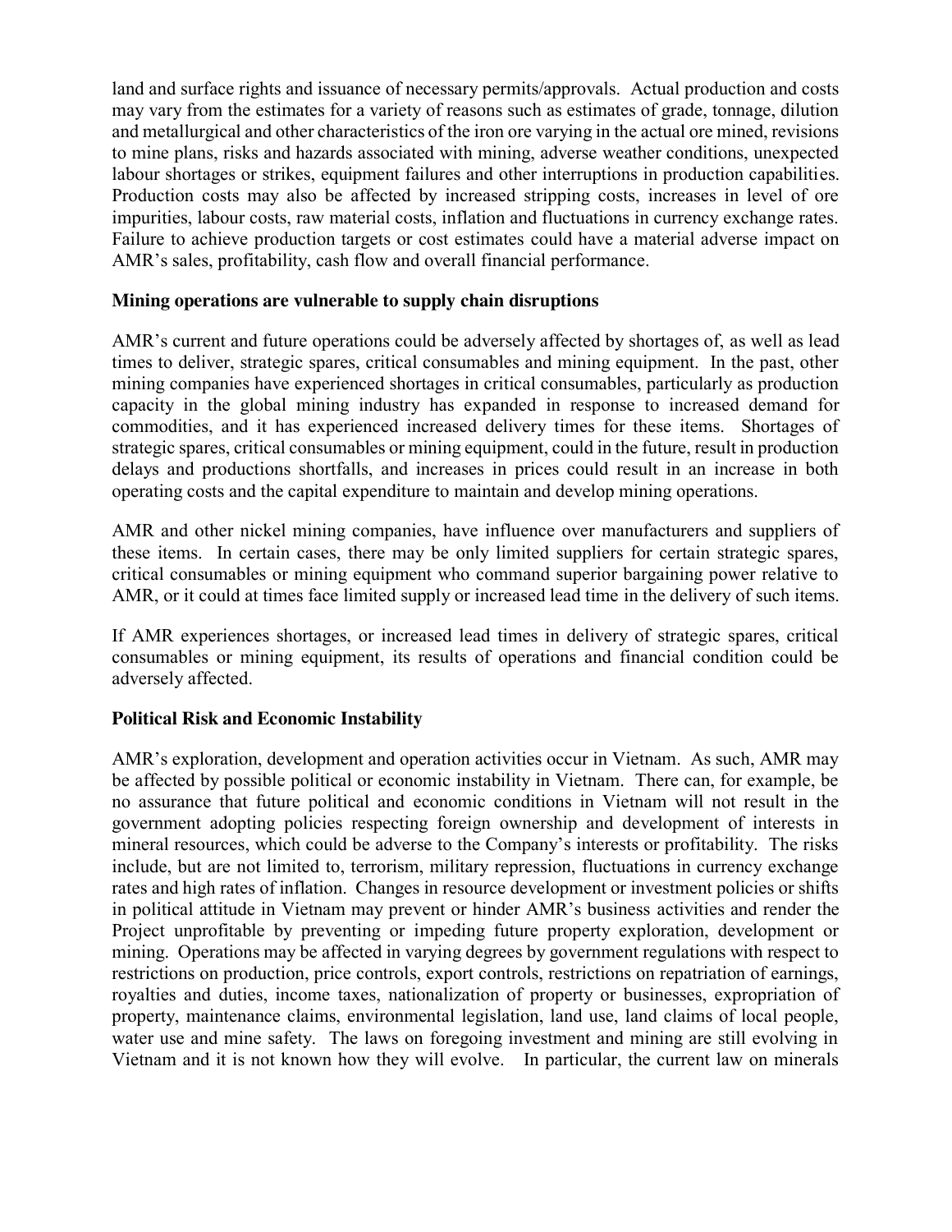land and surface rights and issuance of necessary permits/approvals. Actual production and costs may vary from the estimates for a variety of reasons such as estimates of grade, tonnage, dilution and metallurgical and other characteristics of the iron ore varying in the actual ore mined, revisions to mine plans, risks and hazards associated with mining, adverse weather conditions, unexpected labour shortages or strikes, equipment failures and other interruptions in production capabilities. Production costs may also be affected by increased stripping costs, increases in level of ore impurities, labour costs, raw material costs, inflation and fluctuations in currency exchange rates. Failure to achieve production targets or cost estimates could have a material adverse impact on AMR's sales, profitability, cash flow and overall financial performance.

### Mining operations are vulnerable to supply chain disruptions

AMR's current and future operations could be adversely affected by shortages of, as well as lead times to deliver, strategic spares, critical consumables and mining equipment. In the past, other mining companies have experienced shortages in critical consumables, particularly as production capacity in the global mining industry has expanded in response to increased demand for commodities, and it has experienced increased delivery times for these items. Shortages of strategic spares, critical consumables or mining equipment, could in the future, result in production delays and productions shortfalls, and increases in prices could result in an increase in both operating costs and the capital expenditure to maintain and develop mining operations.

AMR and other nickel mining companies, have influence over manufacturers and suppliers of these items. In certain cases, there may be only limited suppliers for certain strategic spares, critical consumables or mining equipment who command superior bargaining power relative to AMR, or it could at times face limited supply or increased lead time in the delivery of such items.

If AMR experiences shortages, or increased lead times in delivery of strategic spares, critical consumables or mining equipment, its results of operations and financial condition could be adversely affected.

### Political Risk and Economic Instability

AMR's exploration, development and operation activities occur in Vietnam. As such, AMR may be affected by possible political or economic instability in Vietnam. There can, for example, be no assurance that future political and economic conditions in Vietnam will not result in the government adopting policies respecting foreign ownership and development of interests in mineral resources, which could be adverse to the Company's interests or profitability. The risks include, but are not limited to, terrorism, military repression, fluctuations in currency exchange rates and high rates of inflation. Changes in resource development or investment policies or shifts in political attitude in Vietnam may prevent or hinder AMR's business activities and render the Project unprofitable by preventing or impeding future property exploration, development or mining. Operations may be affected in varying degrees by government regulations with respect to restrictions on production, price controls, export controls, restrictions on repatriation of earnings, royalties and duties, income taxes, nationalization of property or businesses, expropriation of property, maintenance claims, environmental legislation, land use, land claims of local people, water use and mine safety. The laws on foregoing investment and mining are still evolving in Vietnam and it is not known how they will evolve. In particular, the current law on minerals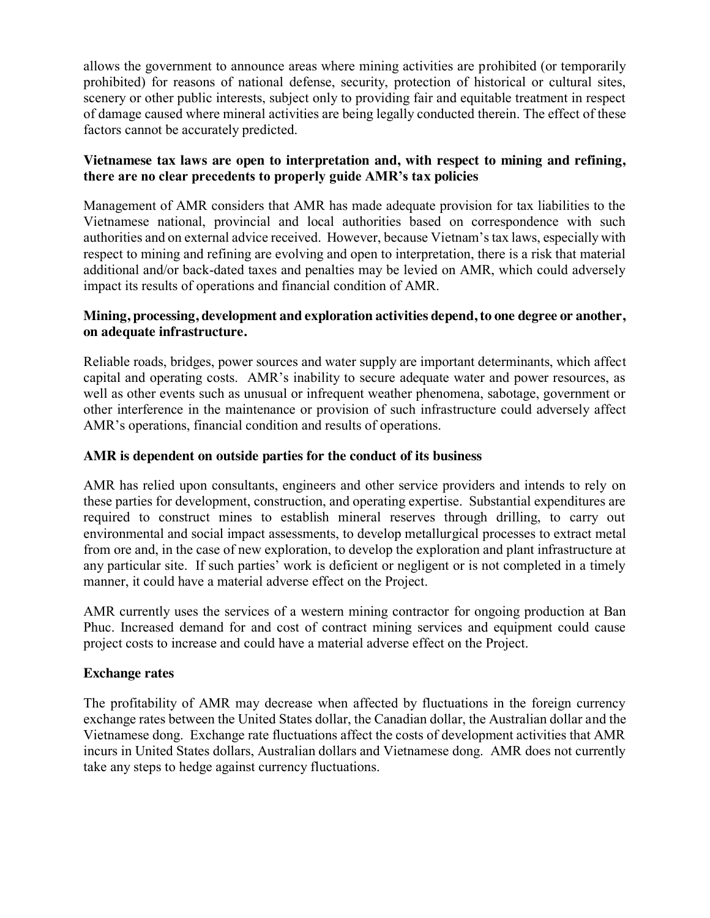allows the government to announce areas where mining activities are prohibited (or temporarily prohibited) for reasons of national defense, security, protection of historical or cultural sites, scenery or other public interests, subject only to providing fair and equitable treatment in respect of damage caused where mineral activities are being legally conducted therein. The effect of these factors cannot be accurately predicted.

**Vietnamese tax laws are open to interpretation and, with respect to mining and refining, there are no clear precedents to properly guide AMR's tax policies**

Management of AMR considers that AMR has made adequate provision for tax liabilities to the Vietnamese national, provincial and local authorities based on correspondence with such authorities and on external advice received. However, because Vietnam's tax laws, especially with respect to mining and refining are evolving and open to interpretation, there is a risk that material additional and/or back-dated taxes and penalties may be levied on AMR, which could adversely impact its results of operations and financial condition of AMR.

**Mining, processing, development and exploration activities depend, to one degree or another, on adequate infrastructure.**

Reliable roads, bridges, power sources and water supply are important determinants, which affect capital and operating costs. AMR's inability to secure adequate water and power resources, as well as other events such as unusual or infrequent weather phenomena, sabotage, government or other interference in the maintenance or provision of such infrastructure could adversely affect AMR's operations, financial condition and results of operations.

**AMR is dependent on outside parties for the conduct of its business**

AMR has relied upon consultants, engineers and other service providers and intends to rely on these parties for development, construction, and operating expertise. Substantial expenditures are required to construct mines to establish mineral reserves through drilling, to carry out environmental and social impact assessments, to develop metallurgical processes to extract metal from ore and, in the case of new exploration, to develop the exploration and plant infrastructure at any particular site. If such parties' work is deficient or negligent or is not completed in a timely manner, it could have a material adverse effect on the Project.

AMR currently uses the services of a western mining contractor for ongoing production at Ban Phuc. Increased demand for and cost of contract mining services and equipment could cause project costs to increase and could have a material adverse effect on the Project.

**Exchange rates**

The profitability of AMR may decrease when affected by fluctuations in the foreign currency exchange rates between the United States dollar, the Canadian dollar, the Australian dollar and the Vietnamese dong. Exchange rate fluctuations affect the costs of development activities that AMR incurs in United States dollars, Australian dollars and Vietnamese dong. AMR does not currently take any steps to hedge against currency fluctuations.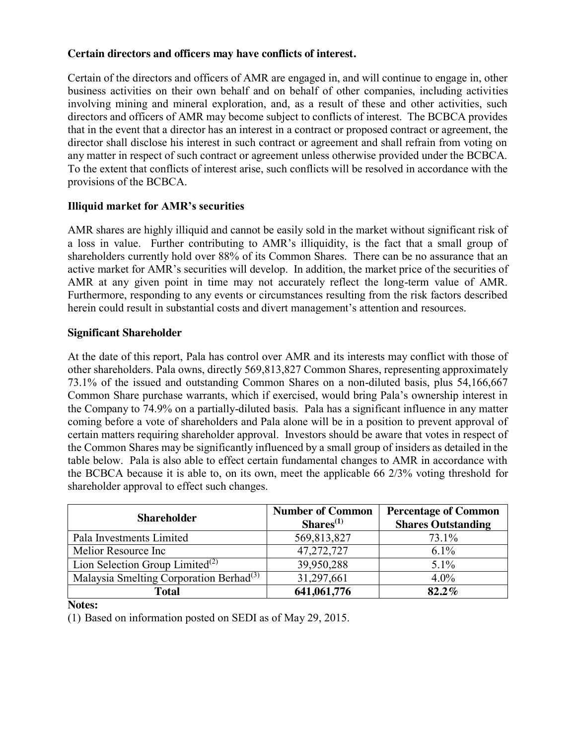**Certain directors and officers may have conflicts of interest.**

Certain of the directors and officers of AMR are engaged in, and will continue to engage in, other business activities on their own behalf and on behalf of other companies, including activities involving mining and mineral exploration, and, as a result of these and other activities, such directors and officers of AMR may become subject to conflicts of interest. The BCBCA provides that in the event that a director has an interest in a contract or proposed contract or agreement, the director shall disclose his interest in such contract or agreement and shall refrain from voting on any matter in respect of such contract or agreement unless otherwise provided under the BCBCA. To the extent that conflicts of interest arise, such conflicts will be resolved in accordance with the provisions of the BCBCA.

**Illiquid market for AMR's securities**

AMR shares are highly illiquid and cannot be easily sold in the market without significant risk of a loss in value. Further contributing to AMR's illiquidity, is the fact that a small group of shareholders currently hold over 88% of its Common Shares. There can be no assurance that an active market for AMR's securities will develop. In addition, the market price of the securities of AMR at any given point in time may not accurately reflect the long-term value of AMR. Furthermore, responding to any events or circumstances resulting from the risk factors described herein could result in substantial costs and divert management's attention and resources.

**Significant Shareholder**

At the date of this report, Pala has control over AMR and its interests may conflict with those of other shareholders. Pala owns, directly 569,813,827 Common Shares, representing approximately 73.1% of the issued and outstanding Common Shares on a non-diluted basis, plus 54,166,667 Common Share purchase warrants, which if exercised, would bring Pala's ownership interest in the Company to 74.9% on a partially-diluted basis. Pala has a significant influence in any matter coming before a vote of shareholders and Pala alone will be in a position to prevent approval of certain matters requiring shareholder approval. Investors should be aware that votes in respect of the Common Shares may be significantly influenced by a small group of insiders as detailed in the table below. Pala is also able to effect certain fundamental changes to AMR in accordance with the BCBCA because it is able to, on its own, meet the applicable 66 2/3% voting threshold for shareholder approval to effect such changes.

| Shareholder | Number of Common Shares[1] | Percentage of Common Shares Outstanding |
| --- | --- | --- |
| Pala Investments Limited | 569,813,827 | 73.1% |
| Melior Resource Inc | 47,272,727 | 6.1% |
| Lion Selection Group Limited[2] | 39,950,288 | 5.1% |
| Malaysia Smelting Corporation Berhad[3] | 31,297,661 | 4.0% |
| **Total** | **641,061,776** | **82.2%** |

**Notes:**

(1) Based on information posted on SEDI as of May 29, 2015.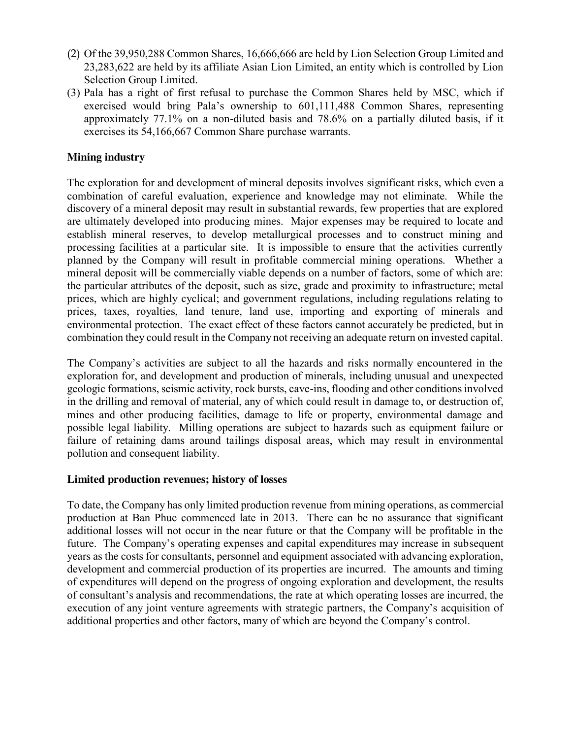(2) Of the 39,950,288 Common Shares, 16,666,666 are held by Lion Selection Group Limited and 23,283,622 are held by its affiliate Asian Lion Limited, an entity which is controlled by Lion Selection Group Limited.

(3) Pala has a right of first refusal to purchase the Common Shares held by MSC, which if exercised would bring Pala's ownership to 601,111,488 Common Shares, representing approximately 77.1% on a non-diluted basis and 78.6% on a partially diluted basis, if it exercises its 54,166,667 Common Share purchase warrants.

**Mining industry**

The exploration for and development of mineral deposits involves significant risks, which even a combination of careful evaluation, experience and knowledge may not eliminate. While the discovery of a mineral deposit may result in substantial rewards, few properties that are explored are ultimately developed into producing mines. Major expenses may be required to locate and establish mineral reserves, to develop metallurgical processes and to construct mining and processing facilities at a particular site. It is impossible to ensure that the activities currently planned by the Company will result in profitable commercial mining operations. Whether a mineral deposit will be commercially viable depends on a number of factors, some of which are: the particular attributes of the deposit, such as size, grade and proximity to infrastructure; metal prices, which are highly cyclical; and government regulations, including regulations relating to prices, taxes, royalties, land tenure, land use, importing and exporting of minerals and environmental protection. The exact effect of these factors cannot accurately be predicted, but in combination they could result in the Company not receiving an adequate return on invested capital.

The Company's activities are subject to all the hazards and risks normally encountered in the exploration for, and development and production of minerals, including unusual and unexpected geologic formations, seismic activity, rock bursts, cave-ins, flooding and other conditions involved in the drilling and removal of material, any of which could result in damage to, or destruction of, mines and other producing facilities, damage to life or property, environmental damage and possible legal liability. Milling operations are subject to hazards such as equipment failure or failure of retaining dams around tailings disposal areas, which may result in environmental pollution and consequent liability.

**Limited production revenues; history of losses**

To date, the Company has only limited production revenue from mining operations, as commercial production at Ban Phuc commenced late in 2013. There can be no assurance that significant additional losses will not occur in the near future or that the Company will be profitable in the future. The Company's operating expenses and capital expenditures may increase in subsequent years as the costs for consultants, personnel and equipment associated with advancing exploration, development and commercial production of its properties are incurred. The amounts and timing of expenditures will depend on the progress of ongoing exploration and development, the results of consultant's analysis and recommendations, the rate at which operating losses are incurred, the execution of any joint venture agreements with strategic partners, the Company's acquisition of additional properties and other factors, many of which are beyond the Company's control.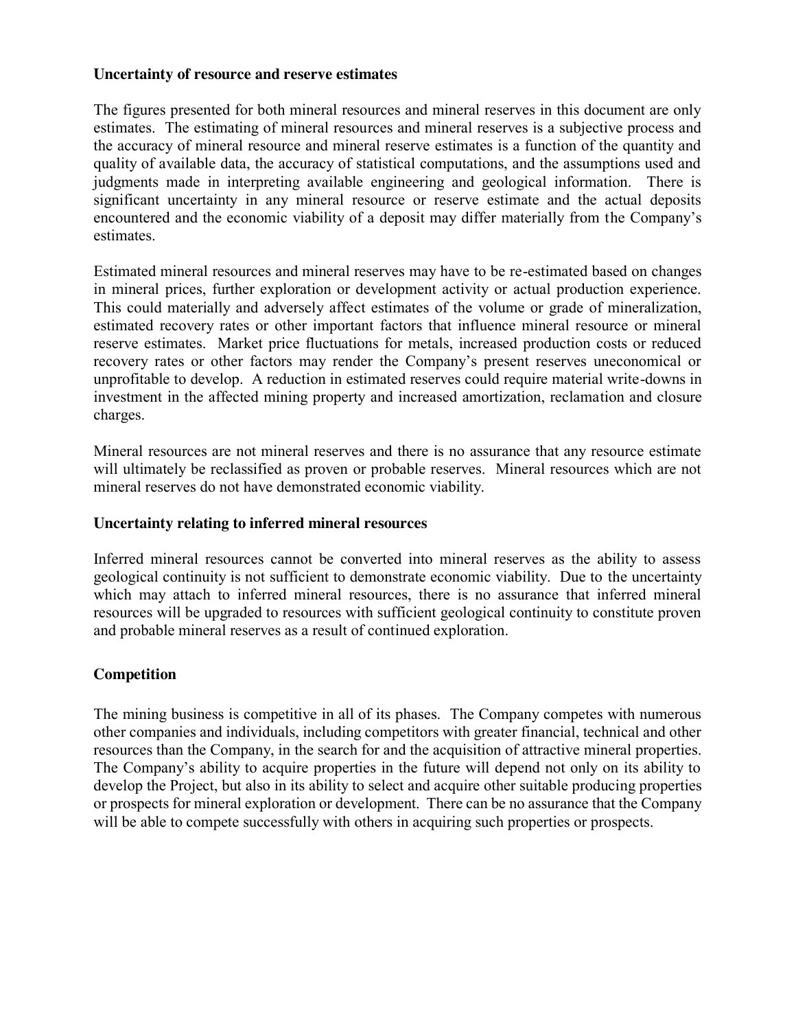**Uncertainty of resource and reserve estimates**

The figures presented for both mineral resources and mineral reserves in this document are only estimates. The estimating of mineral resources and mineral reserves is a subjective process and the accuracy of mineral resource and mineral reserve estimates is a function of the quantity and quality of available data, the accuracy of statistical computations, and the assumptions used and judgments made in interpreting available engineering and geological information. There is significant uncertainty in any mineral resource or reserve estimate and the actual deposits encountered and the economic viability of a deposit may differ materially from the Company's estimates.

Estimated mineral resources and mineral reserves may have to be re-estimated based on changes in mineral prices, further exploration or development activity or actual production experience. This could materially and adversely affect estimates of the volume or grade of mineralization, estimated recovery rates or other important factors that influence mineral resource or mineral reserve estimates. Market price fluctuations for metals, increased production costs or reduced recovery rates or other factors may render the Company's present reserves uneconomical or unprofitable to develop. A reduction in estimated reserves could require material write-downs in investment in the affected mining property and increased amortization, reclamation and closure charges.

Mineral resources are not mineral reserves and there is no assurance that any resource estimate will ultimately be reclassified as proven or probable reserves. Mineral resources which are not mineral reserves do not have demonstrated economic viability.

**Uncertainty relating to inferred mineral resources**

Inferred mineral resources cannot be converted into mineral reserves as the ability to assess geological continuity is not sufficient to demonstrate economic viability. Due to the uncertainty which may attach to inferred mineral resources, there is no assurance that inferred mineral resources will be upgraded to resources with sufficient geological continuity to constitute proven and probable mineral reserves as a result of continued exploration.

**Competition**

The mining business is competitive in all of its phases. The Company competes with numerous other companies and individuals, including competitors with greater financial, technical and other resources than the Company, in the search for and the acquisition of attractive mineral properties. The Company's ability to acquire properties in the future will depend not only on its ability to develop the Project, but also in its ability to select and acquire other suitable producing properties or prospects for mineral exploration or development. There can be no assurance that the Company will be able to compete successfully with others in acquiring such properties or prospects.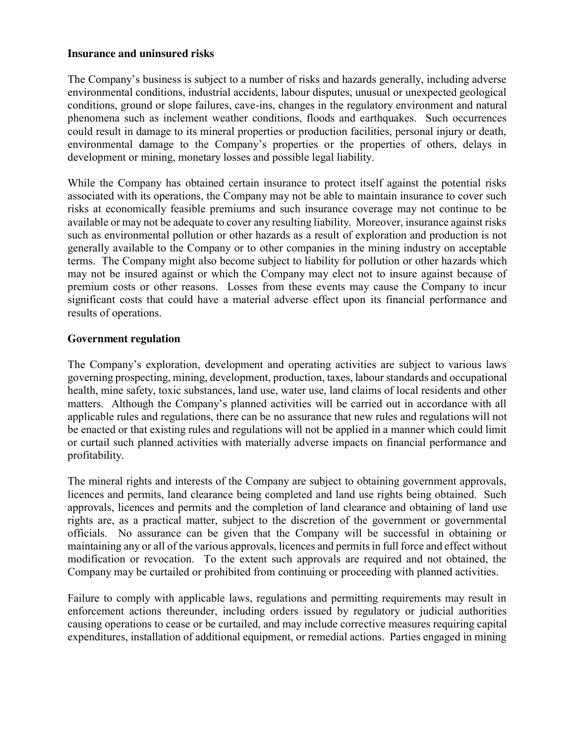**Insurance and uninsured risks**

The Company's business is subject to a number of risks and hazards generally, including adverse environmental conditions, industrial accidents, labour disputes, unusual or unexpected geological conditions, ground or slope failures, cave-ins, changes in the regulatory environment and natural phenomena such as inclement weather conditions, floods and earthquakes. Such occurrences could result in damage to its mineral properties or production facilities, personal injury or death, environmental damage to the Company's properties or the properties of others, delays in development or mining, monetary losses and possible legal liability.

While the Company has obtained certain insurance to protect itself against the potential risks associated with its operations, the Company may not be able to maintain insurance to cover such risks at economically feasible premiums and such insurance coverage may not continue to be available or may not be adequate to cover any resulting liability. Moreover, insurance against risks such as environmental pollution or other hazards as a result of exploration and production is not generally available to the Company or to other companies in the mining industry on acceptable terms. The Company might also become subject to liability for pollution or other hazards which may not be insured against or which the Company may elect not to insure against because of premium costs or other reasons. Losses from these events may cause the Company to incur significant costs that could have a material adverse effect upon its financial performance and results of operations.

**Government regulation**

The Company's exploration, development and operating activities are subject to various laws governing prospecting, mining, development, production, taxes, labour standards and occupational health, mine safety, toxic substances, land use, water use, land claims of local residents and other matters. Although the Company's planned activities will be carried out in accordance with all applicable rules and regulations, there can be no assurance that new rules and regulations will not be enacted or that existing rules and regulations will not be applied in a manner which could limit or curtail such planned activities with materially adverse impacts on financial performance and profitability.

The mineral rights and interests of the Company are subject to obtaining government approvals, licences and permits, land clearance being completed and land use rights being obtained. Such approvals, licences and permits and the completion of land clearance and obtaining of land use rights are, as a practical matter, subject to the discretion of the government or governmental officials. No assurance can be given that the Company will be successful in obtaining or maintaining any or all of the various approvals, licences and permits in full force and effect without modification or revocation. To the extent such approvals are required and not obtained, the Company may be curtailed or prohibited from continuing or proceeding with planned activities.

Failure to comply with applicable laws, regulations and permitting requirements may result in enforcement actions thereunder, including orders issued by regulatory or judicial authorities causing operations to cease or be curtailed, and may include corrective measures requiring capital expenditures, installation of additional equipment, or remedial actions. Parties engaged in mining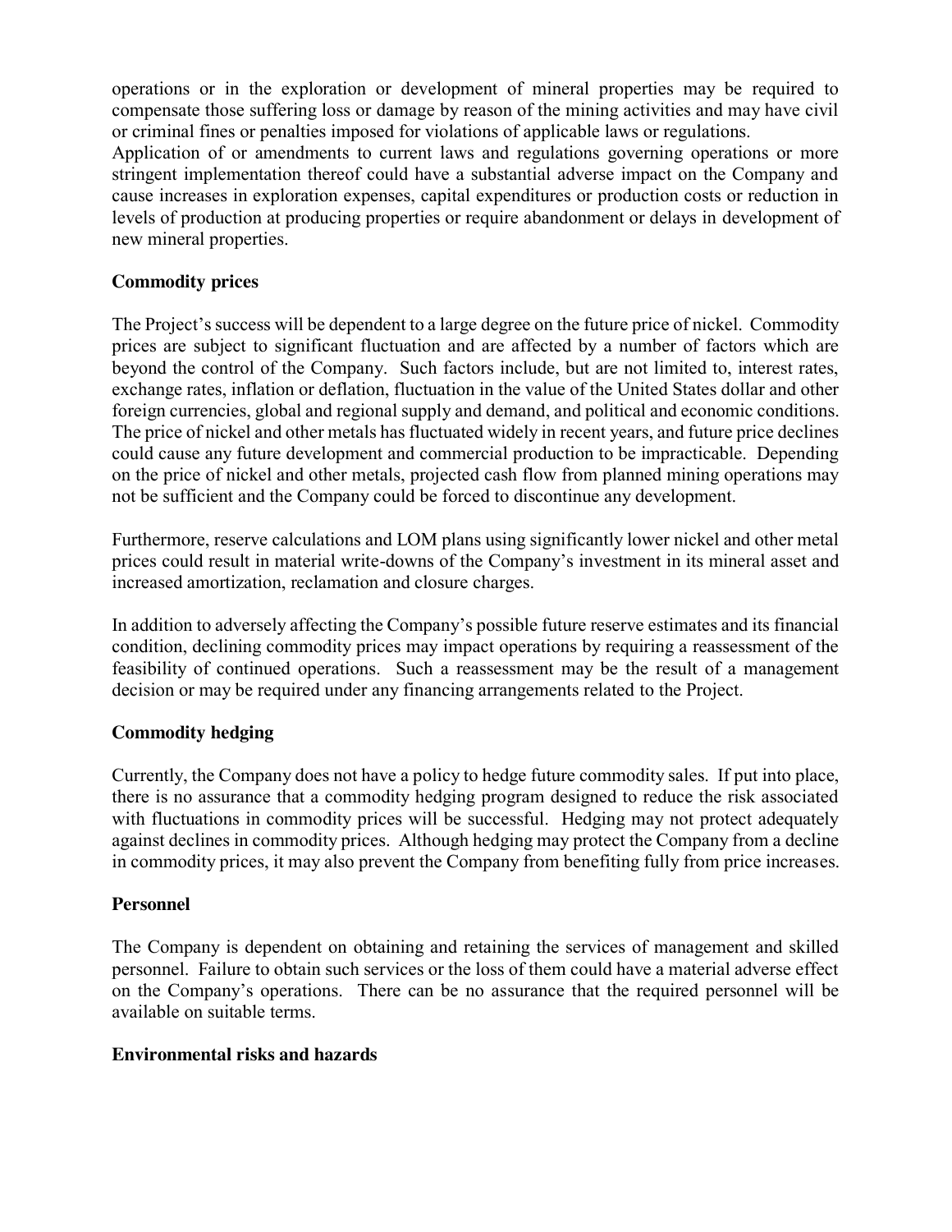operations or in the exploration or development of mineral properties may be required to compensate those suffering loss or damage by reason of the mining activities and may have civil or criminal fines or penalties imposed for violations of applicable laws or regulations.

Application of or amendments to current laws and regulations governing operations or more stringent implementation thereof could have a substantial adverse impact on the Company and cause increases in exploration expenses, capital expenditures or production costs or reduction in levels of production at producing properties or require abandonment or delays in development of new mineral properties.

### Commodity prices

The Project's success will be dependent to a large degree on the future price of nickel. Commodity prices are subject to significant fluctuation and are affected by a number of factors which are beyond the control of the Company. Such factors include, but are not limited to, interest rates, exchange rates, inflation or deflation, fluctuation in the value of the United States dollar and other foreign currencies, global and regional supply and demand, and political and economic conditions. The price of nickel and other metals has fluctuated widely in recent years, and future price declines could cause any future development and commercial production to be impracticable. Depending on the price of nickel and other metals, projected cash flow from planned mining operations may not be sufficient and the Company could be forced to discontinue any development.

Furthermore, reserve calculations and LOM plans using significantly lower nickel and other metal prices could result in material write-downs of the Company's investment in its mineral asset and increased amortization, reclamation and closure charges.

In addition to adversely affecting the Company's possible future reserve estimates and its financial condition, declining commodity prices may impact operations by requiring a reassessment of the feasibility of continued operations. Such a reassessment may be the result of a management decision or may be required under any financing arrangements related to the Project.

### Commodity hedging

Currently, the Company does not have a policy to hedge future commodity sales. If put into place, there is no assurance that a commodity hedging program designed to reduce the risk associated with fluctuations in commodity prices will be successful. Hedging may not protect adequately against declines in commodity prices. Although hedging may protect the Company from a decline in commodity prices, it may also prevent the Company from benefiting fully from price increases.

### Personnel

The Company is dependent on obtaining and retaining the services of management and skilled personnel. Failure to obtain such services or the loss of them could have a material adverse effect on the Company's operations. There can be no assurance that the required personnel will be available on suitable terms.

### Environmental risks and hazards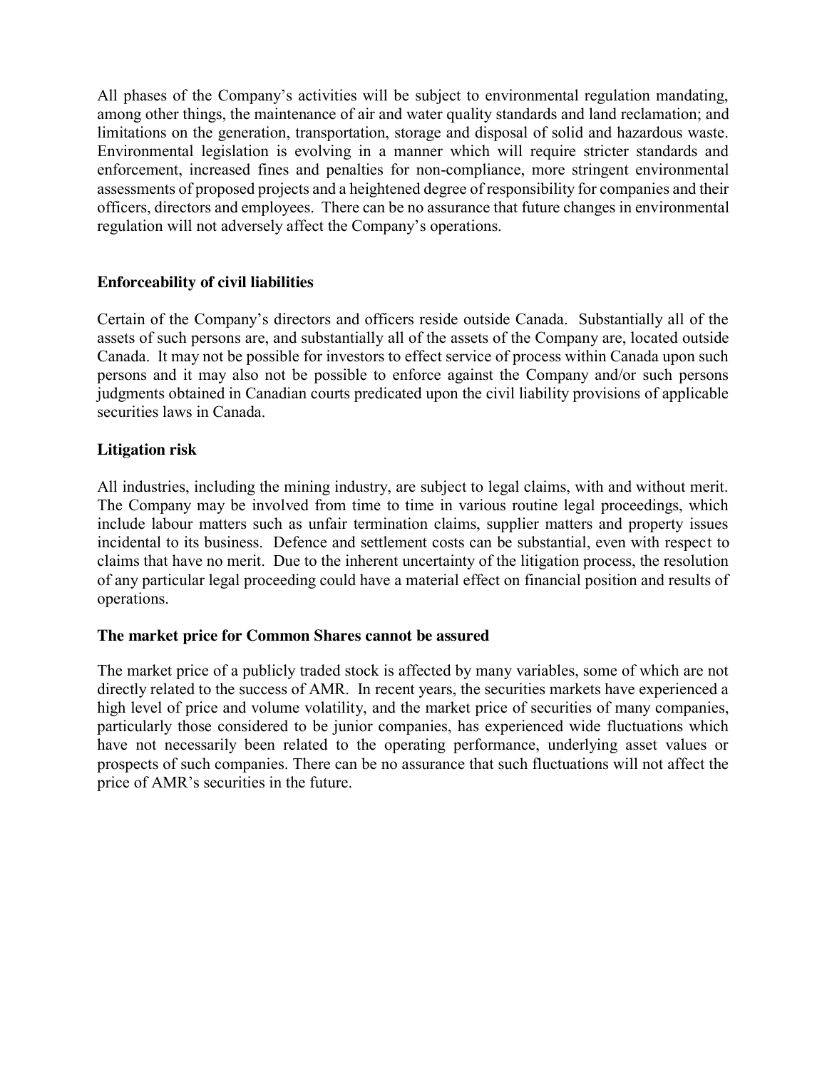All phases of the Company's activities will be subject to environmental regulation mandating, among other things, the maintenance of air and water quality standards and land reclamation; and limitations on the generation, transportation, storage and disposal of solid and hazardous waste. Environmental legislation is evolving in a manner which will require stricter standards and enforcement, increased fines and penalties for non-compliance, more stringent environmental assessments of proposed projects and a heightened degree of responsibility for companies and their officers, directors and employees. There can be no assurance that future changes in environmental regulation will not adversely affect the Company's operations.

**Enforceability of civil liabilities**

Certain of the Company's directors and officers reside outside Canada. Substantially all of the assets of such persons are, and substantially all of the assets of the Company are, located outside Canada. It may not be possible for investors to effect service of process within Canada upon such persons and it may also not be possible to enforce against the Company and/or such persons judgments obtained in Canadian courts predicated upon the civil liability provisions of applicable securities laws in Canada.

**Litigation risk**

All industries, including the mining industry, are subject to legal claims, with and without merit. The Company may be involved from time to time in various routine legal proceedings, which include labour matters such as unfair termination claims, supplier matters and property issues incidental to its business. Defence and settlement costs can be substantial, even with respect to claims that have no merit. Due to the inherent uncertainty of the litigation process, the resolution of any particular legal proceeding could have a material effect on financial position and results of operations.

**The market price for Common Shares cannot be assured**

The market price of a publicly traded stock is affected by many variables, some of which are not directly related to the success of AMR. In recent years, the securities markets have experienced a high level of price and volume volatility, and the market price of securities of many companies, particularly those considered to be junior companies, has experienced wide fluctuations which have not necessarily been related to the operating performance, underlying asset values or prospects of such companies. There can be no assurance that such fluctuations will not affect the price of AMR's securities in the future.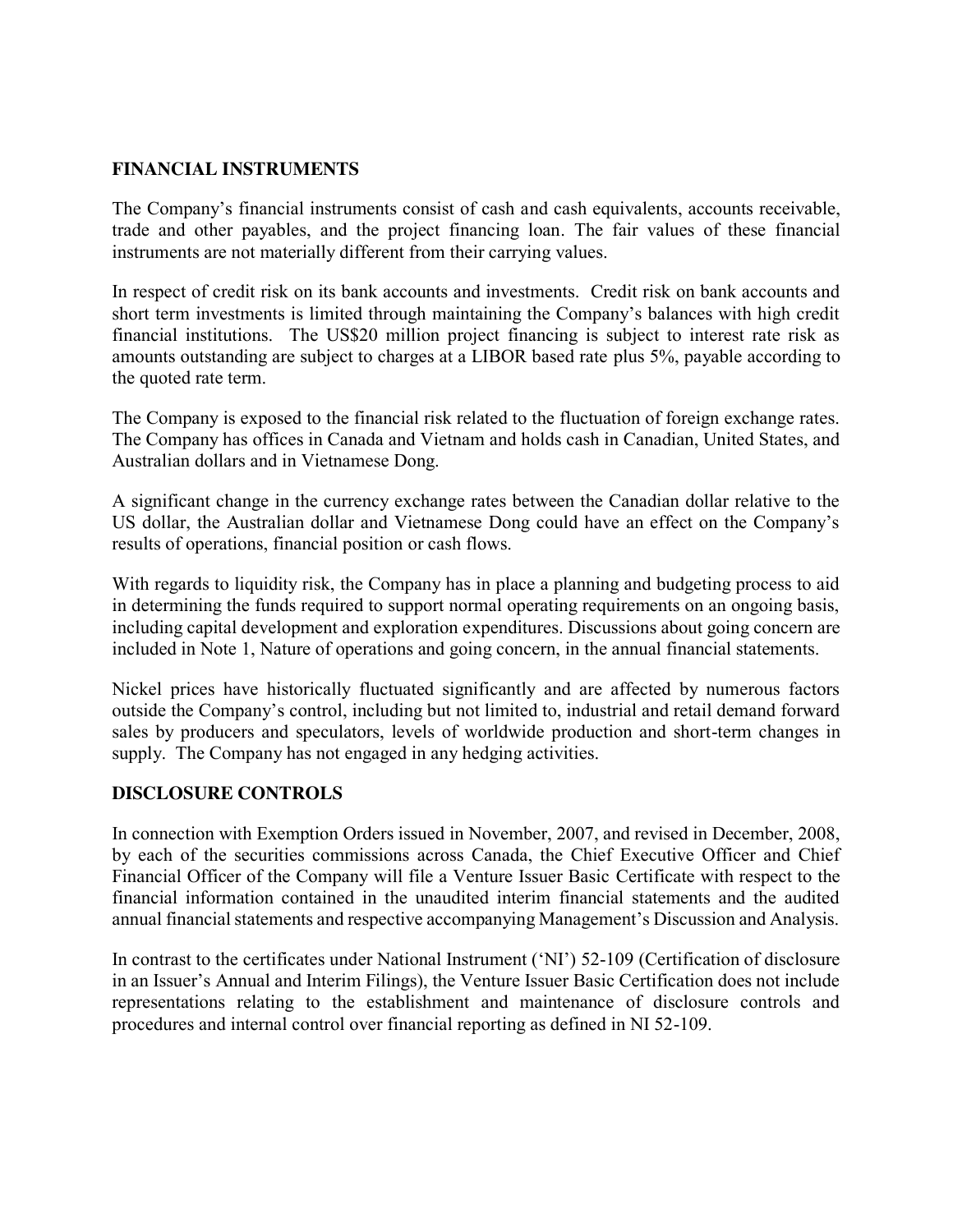## FINANCIAL INSTRUMENTS

The Company's financial instruments consist of cash and cash equivalents, accounts receivable, trade and other payables, and the project financing loan. The fair values of these financial instruments are not materially different from their carrying values.

In respect of credit risk on its bank accounts and investments. Credit risk on bank accounts and short term investments is limited through maintaining the Company's balances with high credit financial institutions. The US$20 million project financing is subject to interest rate risk as amounts outstanding are subject to charges at a LIBOR based rate plus 5%, payable according to the quoted rate term.

The Company is exposed to the financial risk related to the fluctuation of foreign exchange rates. The Company has offices in Canada and Vietnam and holds cash in Canadian, United States, and Australian dollars and in Vietnamese Dong.

A significant change in the currency exchange rates between the Canadian dollar relative to the US dollar, the Australian dollar and Vietnamese Dong could have an effect on the Company's results of operations, financial position or cash flows.

With regards to liquidity risk, the Company has in place a planning and budgeting process to aid in determining the funds required to support normal operating requirements on an ongoing basis, including capital development and exploration expenditures. Discussions about going concern are included in Note 1, Nature of operations and going concern, in the annual financial statements.

Nickel prices have historically fluctuated significantly and are affected by numerous factors outside the Company's control, including but not limited to, industrial and retail demand forward sales by producers and speculators, levels of worldwide production and short-term changes in supply. The Company has not engaged in any hedging activities.

## DISCLOSURE CONTROLS

In connection with Exemption Orders issued in November, 2007, and revised in December, 2008, by each of the securities commissions across Canada, the Chief Executive Officer and Chief Financial Officer of the Company will file a Venture Issuer Basic Certificate with respect to the financial information contained in the unaudited interim financial statements and the audited annual financial statements and respective accompanying Management's Discussion and Analysis.

In contrast to the certificates under National Instrument ('NI') 52-109 (Certification of disclosure in an Issuer's Annual and Interim Filings), the Venture Issuer Basic Certification does not include representations relating to the establishment and maintenance of disclosure controls and procedures and internal control over financial reporting as defined in NI 52-109.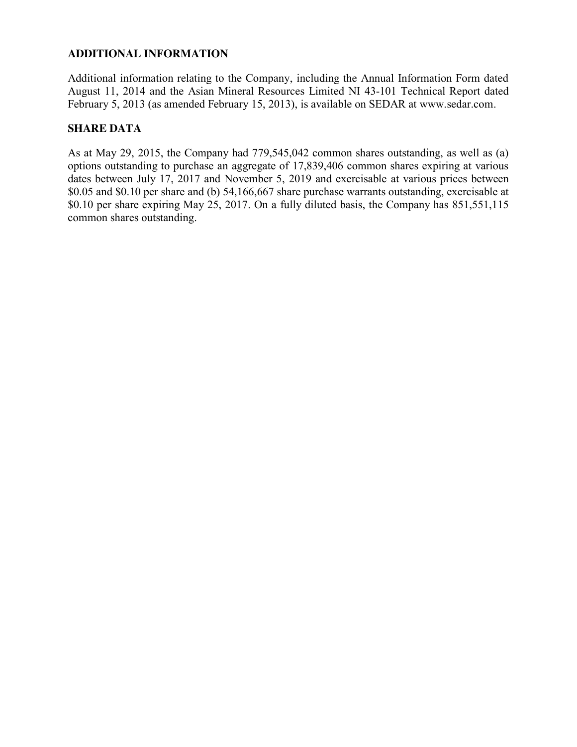## ADDITIONAL INFORMATION

Additional information relating to the Company, including the Annual Information Form dated August 11, 2014 and the Asian Mineral Resources Limited NI 43-101 Technical Report dated February 5, 2013 (as amended February 15, 2013), is available on SEDAR at www.sedar.com.

## SHARE DATA

As at May 29, 2015, the Company had 779,545,042 common shares outstanding, as well as (a) options outstanding to purchase an aggregate of 17,839,406 common shares expiring at various dates between July 17, 2017 and November 5, 2019 and exercisable at various prices between \$0.05 and \$0.10 per share and (b) 54,166,667 share purchase warrants outstanding, exercisable at \$0.10 per share expiring May 25, 2017. On a fully diluted basis, the Company has 851,551,115 common shares outstanding.